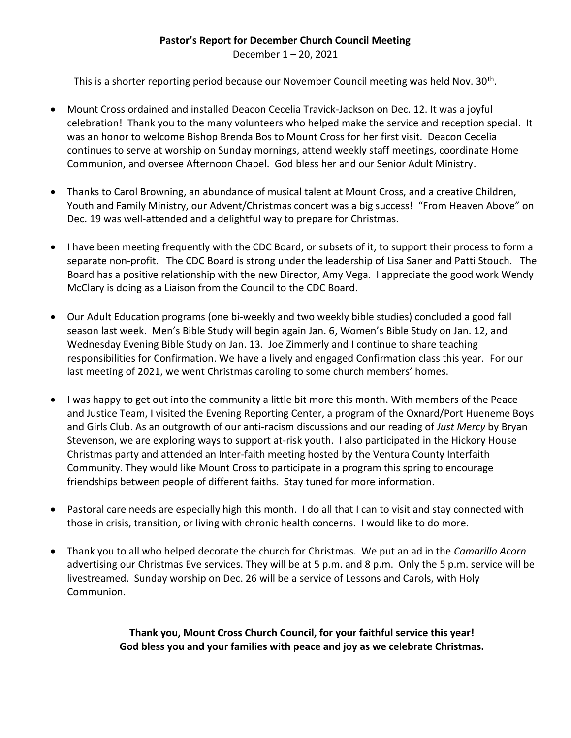**Pastor's Report for December Church Council Meeting**

December 1 – 20, 2021

This is a shorter reporting period because our November Council meeting was held Nov. 30th.

- Mount Cross ordained and installed Deacon Cecelia Travick-Jackson on Dec. 12. It was a joyful celebration! Thank you to the many volunteers who helped make the service and reception special. It was an honor to welcome Bishop Brenda Bos to Mount Cross for her first visit. Deacon Cecelia continues to serve at worship on Sunday mornings, attend weekly staff meetings, coordinate Home Communion, and oversee Afternoon Chapel. God bless her and our Senior Adult Ministry.
- Thanks to Carol Browning, an abundance of musical talent at Mount Cross, and a creative Children, Youth and Family Ministry, our Advent/Christmas concert was a big success! "From Heaven Above" on Dec. 19 was well-attended and a delightful way to prepare for Christmas.
- I have been meeting frequently with the CDC Board, or subsets of it, to support their process to form a separate non-profit. The CDC Board is strong under the leadership of Lisa Saner and Patti Stouch. The Board has a positive relationship with the new Director, Amy Vega. I appreciate the good work Wendy McClary is doing as a Liaison from the Council to the CDC Board.
- Our Adult Education programs (one bi-weekly and two weekly bible studies) concluded a good fall season last week. Men's Bible Study will begin again Jan. 6, Women's Bible Study on Jan. 12, and Wednesday Evening Bible Study on Jan. 13. Joe Zimmerly and I continue to share teaching responsibilities for Confirmation. We have a lively and engaged Confirmation class this year. For our last meeting of 2021, we went Christmas caroling to some church members' homes.
- I was happy to get out into the community a little bit more this month. With members of the Peace and Justice Team, I visited the Evening Reporting Center, a program of the Oxnard/Port Hueneme Boys and Girls Club. As an outgrowth of our anti-racism discussions and our reading of *Just Mercy* by Bryan Stevenson, we are exploring ways to support at-risk youth. I also participated in the Hickory House Christmas party and attended an Inter-faith meeting hosted by the Ventura County Interfaith Community. They would like Mount Cross to participate in a program this spring to encourage friendships between people of different faiths. Stay tuned for more information.
- Pastoral care needs are especially high this month. I do all that I can to visit and stay connected with those in crisis, transition, or living with chronic health concerns. I would like to do more.
- Thank you to all who helped decorate the church for Christmas. We put an ad in the *Camarillo Acorn* advertising our Christmas Eve services. They will be at 5 p.m. and 8 p.m. Only the 5 p.m. service will be livestreamed. Sunday worship on Dec. 26 will be a service of Lessons and Carols, with Holy Communion.

**Thank you, Mount Cross Church Council, for your faithful service this year!**
**God bless you and your families with peace and joy as we celebrate Christmas.**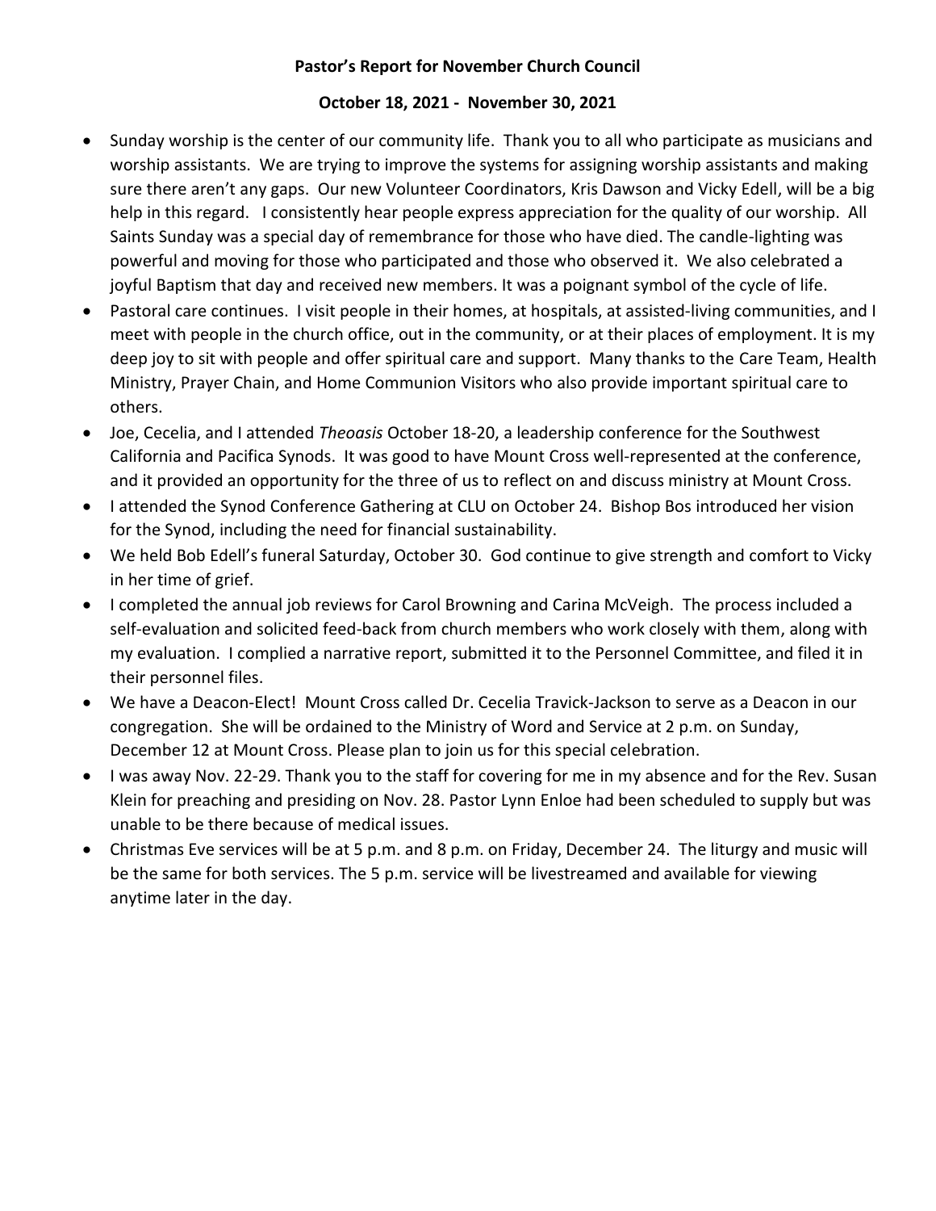**Pastor's Report for November Church Council**

**October 18, 2021 - November 30, 2021**

- Sunday worship is the center of our community life. Thank you to all who participate as musicians and worship assistants. We are trying to improve the systems for assigning worship assistants and making sure there aren't any gaps. Our new Volunteer Coordinators, Kris Dawson and Vicky Edell, will be a big help in this regard. I consistently hear people express appreciation for the quality of our worship. All Saints Sunday was a special day of remembrance for those who have died. The candle-lighting was powerful and moving for those who participated and those who observed it. We also celebrated a joyful Baptism that day and received new members. It was a poignant symbol of the cycle of life.
- Pastoral care continues. I visit people in their homes, at hospitals, at assisted-living communities, and I meet with people in the church office, out in the community, or at their places of employment. It is my deep joy to sit with people and offer spiritual care and support. Many thanks to the Care Team, Health Ministry, Prayer Chain, and Home Communion Visitors who also provide important spiritual care to others.
- Joe, Cecelia, and I attended *Theoasis* October 18-20, a leadership conference for the Southwest California and Pacifica Synods. It was good to have Mount Cross well-represented at the conference, and it provided an opportunity for the three of us to reflect on and discuss ministry at Mount Cross.
- I attended the Synod Conference Gathering at CLU on October 24. Bishop Bos introduced her vision for the Synod, including the need for financial sustainability.
- We held Bob Edell's funeral Saturday, October 30. God continue to give strength and comfort to Vicky in her time of grief.
- I completed the annual job reviews for Carol Browning and Carina McVeigh. The process included a self-evaluation and solicited feed-back from church members who work closely with them, along with my evaluation. I complied a narrative report, submitted it to the Personnel Committee, and filed it in their personnel files.
- We have a Deacon-Elect! Mount Cross called Dr. Cecelia Travick-Jackson to serve as a Deacon in our congregation. She will be ordained to the Ministry of Word and Service at 2 p.m. on Sunday, December 12 at Mount Cross. Please plan to join us for this special celebration.
- I was away Nov. 22-29. Thank you to the staff for covering for me in my absence and for the Rev. Susan Klein for preaching and presiding on Nov. 28. Pastor Lynn Enloe had been scheduled to supply but was unable to be there because of medical issues.
- Christmas Eve services will be at 5 p.m. and 8 p.m. on Friday, December 24. The liturgy and music will be the same for both services. The 5 p.m. service will be livestreamed and available for viewing anytime later in the day.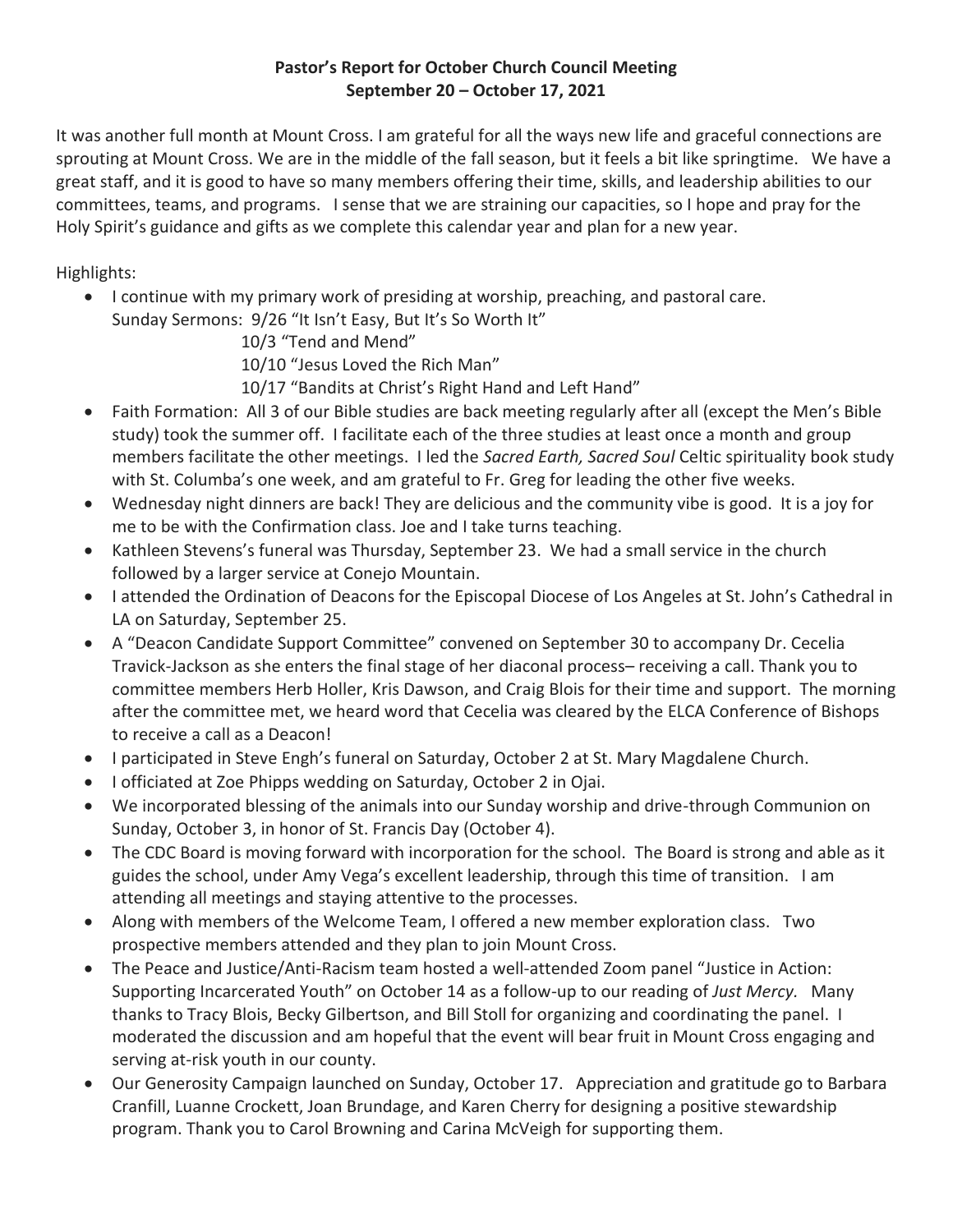**Pastor's Report for October Church Council Meeting**
**September 20 – October 17, 2021**

It was another full month at Mount Cross. I am grateful for all the ways new life and graceful connections are sprouting at Mount Cross. We are in the middle of the fall season, but it feels a bit like springtime. We have a great staff, and it is good to have so many members offering their time, skills, and leadership abilities to our committees, teams, and programs. I sense that we are straining our capacities, so I hope and pray for the Holy Spirit's guidance and gifts as we complete this calendar year and plan for a new year.

Highlights:

- I continue with my primary work of presiding at worship, preaching, and pastoral care.
  Sunday Sermons: 9/26 "It Isn't Easy, But It's So Worth It"
  10/3 "Tend and Mend"
  10/10 "Jesus Loved the Rich Man"
  10/17 "Bandits at Christ's Right Hand and Left Hand"
- Faith Formation: All 3 of our Bible studies are back meeting regularly after all (except the Men's Bible study) took the summer off. I facilitate each of the three studies at least once a month and group members facilitate the other meetings. I led the *Sacred Earth, Sacred Soul* Celtic spirituality book study with St. Columba's one week, and am grateful to Fr. Greg for leading the other five weeks.
- Wednesday night dinners are back! They are delicious and the community vibe is good. It is a joy for me to be with the Confirmation class. Joe and I take turns teaching.
- Kathleen Stevens's funeral was Thursday, September 23. We had a small service in the church followed by a larger service at Conejo Mountain.
- I attended the Ordination of Deacons for the Episcopal Diocese of Los Angeles at St. John's Cathedral in LA on Saturday, September 25.
- A "Deacon Candidate Support Committee" convened on September 30 to accompany Dr. Cecelia Travick-Jackson as she enters the final stage of her diaconal process– receiving a call. Thank you to committee members Herb Holler, Kris Dawson, and Craig Blois for their time and support. The morning after the committee met, we heard word that Cecelia was cleared by the ELCA Conference of Bishops to receive a call as a Deacon!
- I participated in Steve Engh's funeral on Saturday, October 2 at St. Mary Magdalene Church.
- I officiated at Zoe Phipps wedding on Saturday, October 2 in Ojai.
- We incorporated blessing of the animals into our Sunday worship and drive-through Communion on Sunday, October 3, in honor of St. Francis Day (October 4).
- The CDC Board is moving forward with incorporation for the school. The Board is strong and able as it guides the school, under Amy Vega's excellent leadership, through this time of transition. I am attending all meetings and staying attentive to the processes.
- Along with members of the Welcome Team, I offered a new member exploration class. Two prospective members attended and they plan to join Mount Cross.
- The Peace and Justice/Anti-Racism team hosted a well-attended Zoom panel "Justice in Action: Supporting Incarcerated Youth" on October 14 as a follow-up to our reading of *Just Mercy.* Many thanks to Tracy Blois, Becky Gilbertson, and Bill Stoll for organizing and coordinating the panel. I moderated the discussion and am hopeful that the event will bear fruit in Mount Cross engaging and serving at-risk youth in our county.
- Our Generosity Campaign launched on Sunday, October 17. Appreciation and gratitude go to Barbara Cranfill, Luanne Crockett, Joan Brundage, and Karen Cherry for designing a positive stewardship program. Thank you to Carol Browning and Carina McVeigh for supporting them.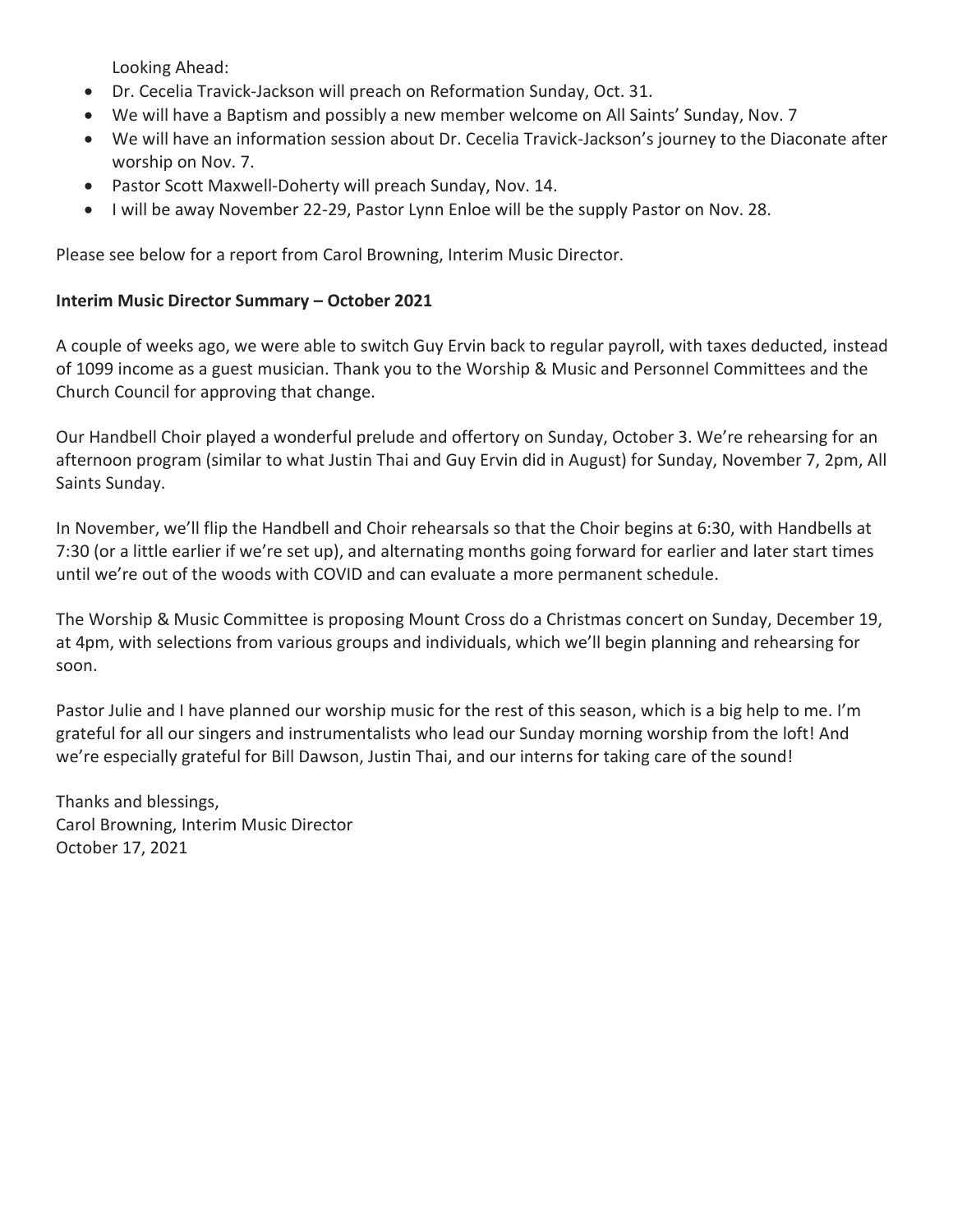Looking Ahead:

- Dr. Cecelia Travick-Jackson will preach on Reformation Sunday, Oct. 31.
- We will have a Baptism and possibly a new member welcome on All Saints' Sunday, Nov. 7
- We will have an information session about Dr. Cecelia Travick-Jackson's journey to the Diaconate after worship on Nov. 7.
- Pastor Scott Maxwell-Doherty will preach Sunday, Nov. 14.
- I will be away November 22-29, Pastor Lynn Enloe will be the supply Pastor on Nov. 28.

Please see below for a report from Carol Browning, Interim Music Director.

**Interim Music Director Summary – October 2021**

A couple of weeks ago, we were able to switch Guy Ervin back to regular payroll, with taxes deducted, instead of 1099 income as a guest musician. Thank you to the Worship & Music and Personnel Committees and the Church Council for approving that change.

Our Handbell Choir played a wonderful prelude and offertory on Sunday, October 3. We're rehearsing for an afternoon program (similar to what Justin Thai and Guy Ervin did in August) for Sunday, November 7, 2pm, All Saints Sunday.

In November, we'll flip the Handbell and Choir rehearsals so that the Choir begins at 6:30, with Handbells at 7:30 (or a little earlier if we're set up), and alternating months going forward for earlier and later start times until we're out of the woods with COVID and can evaluate a more permanent schedule.

The Worship & Music Committee is proposing Mount Cross do a Christmas concert on Sunday, December 19, at 4pm, with selections from various groups and individuals, which we'll begin planning and rehearsing for soon.

Pastor Julie and I have planned our worship music for the rest of this season, which is a big help to me. I'm grateful for all our singers and instrumentalists who lead our Sunday morning worship from the loft! And we're especially grateful for Bill Dawson, Justin Thai, and our interns for taking care of the sound!

Thanks and blessings,
Carol Browning, Interim Music Director
October 17, 2021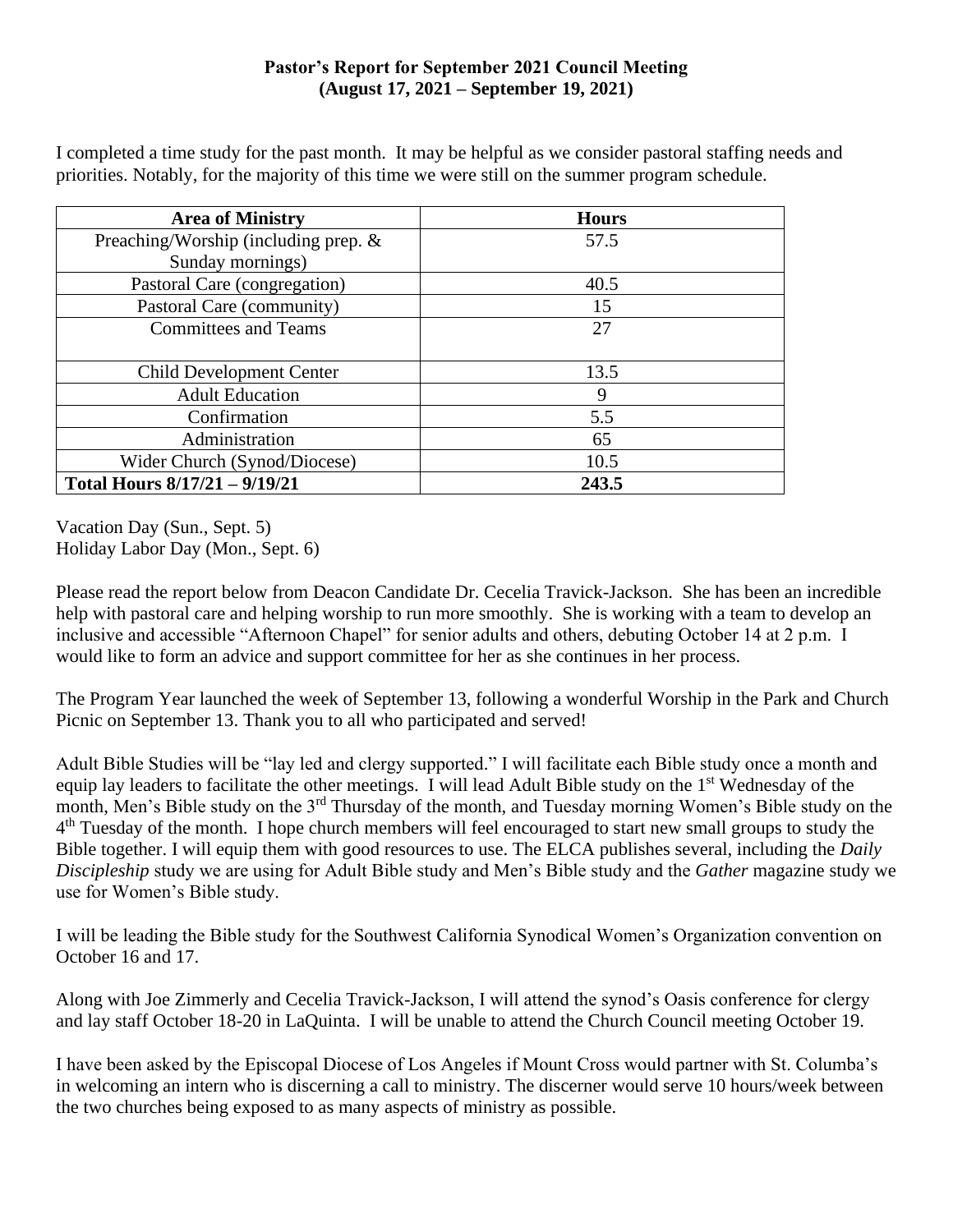# Pastor's Report for September 2021 Council Meeting
## (August 17, 2021 – September 19, 2021)

I completed a time study for the past month. It may be helpful as we consider pastoral staffing needs and priorities. Notably, for the majority of this time we were still on the summer program schedule.

| Area of Ministry | Hours |
|---|---|
| Preaching/Worship (including prep. & Sunday mornings) | 57.5 |
| Pastoral Care (congregation) | 40.5 |
| Pastoral Care (community) | 15 |
| Committees and Teams | 27 |
| Child Development Center | 13.5 |
| Adult Education | 9 |
| Confirmation | 5.5 |
| Administration | 65 |
| Wider Church (Synod/Diocese) | 10.5 |
| **Total Hours 8/17/21 – 9/19/21** | **243.5** |

Vacation Day (Sun., Sept. 5)
Holiday Labor Day (Mon., Sept. 6)

Please read the report below from Deacon Candidate Dr. Cecelia Travick-Jackson. She has been an incredible help with pastoral care and helping worship to run more smoothly. She is working with a team to develop an inclusive and accessible "Afternoon Chapel" for senior adults and others, debuting October 14 at 2 p.m. I would like to form an advice and support committee for her as she continues in her process.

The Program Year launched the week of September 13, following a wonderful Worship in the Park and Church Picnic on September 13. Thank you to all who participated and served!

Adult Bible Studies will be "lay led and clergy supported." I will facilitate each Bible study once a month and equip lay leaders to facilitate the other meetings. I will lead Adult Bible study on the 1st Wednesday of the month, Men's Bible study on the 3rd Thursday of the month, and Tuesday morning Women's Bible study on the 4th Tuesday of the month. I hope church members will feel encouraged to start new small groups to study the Bible together. I will equip them with good resources to use. The ELCA publishes several, including the *Daily Discipleship* study we are using for Adult Bible study and Men's Bible study and the *Gather* magazine study we use for Women's Bible study.

I will be leading the Bible study for the Southwest California Synodical Women's Organization convention on October 16 and 17.

Along with Joe Zimmerly and Cecelia Travick-Jackson, I will attend the synod's Oasis conference for clergy and lay staff October 18-20 in LaQuinta. I will be unable to attend the Church Council meeting October 19.

I have been asked by the Episcopal Diocese of Los Angeles if Mount Cross would partner with St. Columba's in welcoming an intern who is discerning a call to ministry. The discerner would serve 10 hours/week between the two churches being exposed to as many aspects of ministry as possible.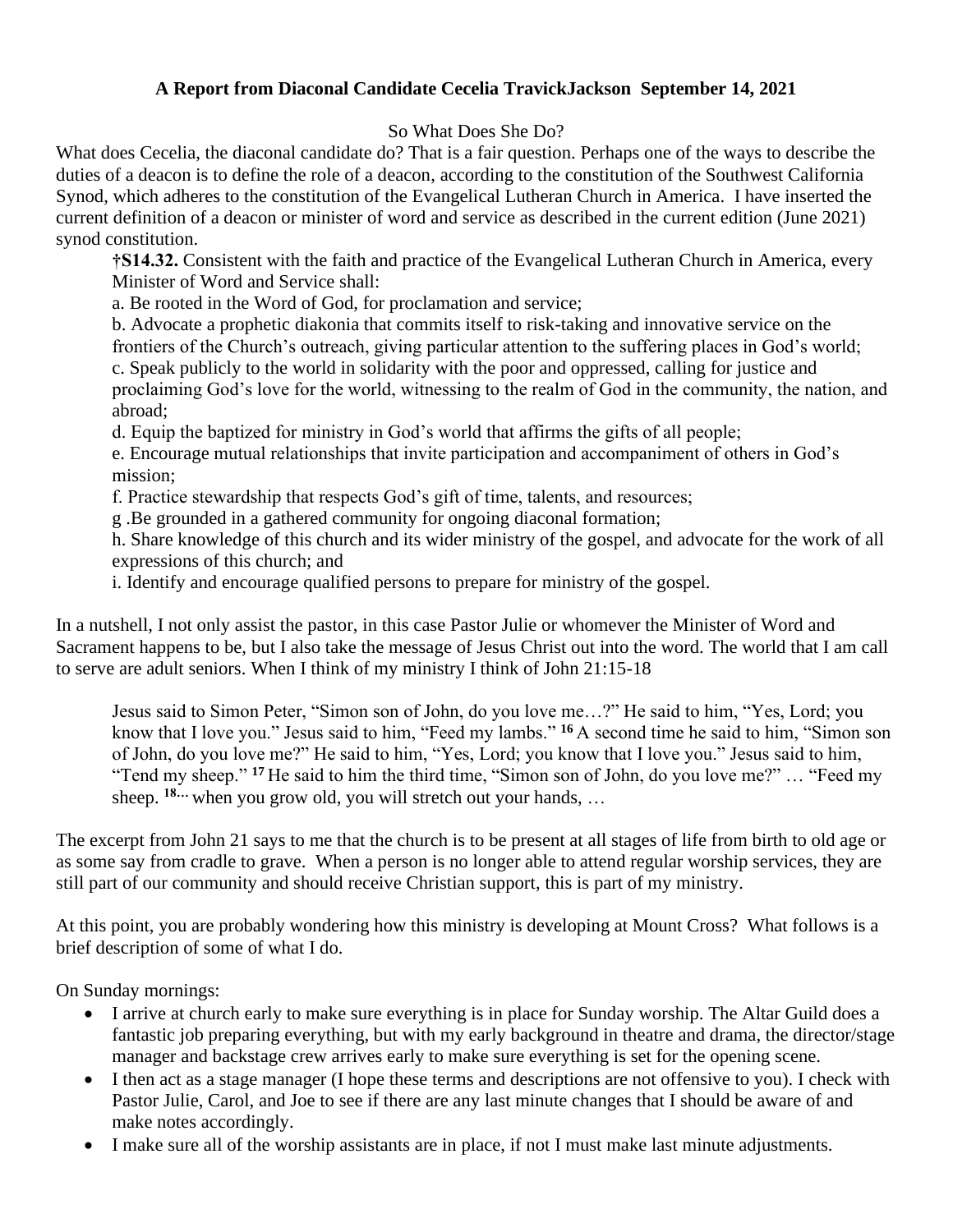**A Report from Diaconal Candidate Cecelia TravickJackson September 14, 2021**

So What Does She Do?

What does Cecelia, the diaconal candidate do? That is a fair question. Perhaps one of the ways to describe the duties of a deacon is to define the role of a deacon, according to the constitution of the Southwest California Synod, which adheres to the constitution of the Evangelical Lutheran Church in America. I have inserted the current definition of a deacon or minister of word and service as described in the current edition (June 2021) synod constitution.

> **†S14.32.** Consistent with the faith and practice of the Evangelical Lutheran Church in America, every Minister of Word and Service shall:
>
> a. Be rooted in the Word of God, for proclamation and service;
>
> b. Advocate a prophetic diakonia that commits itself to risk-taking and innovative service on the frontiers of the Church's outreach, giving particular attention to the suffering places in God's world;
>
> c. Speak publicly to the world in solidarity with the poor and oppressed, calling for justice and proclaiming God's love for the world, witnessing to the realm of God in the community, the nation, and abroad;
>
> d. Equip the baptized for ministry in God's world that affirms the gifts of all people;
>
> e. Encourage mutual relationships that invite participation and accompaniment of others in God's mission;
>
> f. Practice stewardship that respects God's gift of time, talents, and resources;
>
> g .Be grounded in a gathered community for ongoing diaconal formation;
>
> h. Share knowledge of this church and its wider ministry of the gospel, and advocate for the work of all expressions of this church; and
>
> i. Identify and encourage qualified persons to prepare for ministry of the gospel.

In a nutshell, I not only assist the pastor, in this case Pastor Julie or whomever the Minister of Word and Sacrament happens to be, but I also take the message of Jesus Christ out into the word. The world that I am call to serve are adult seniors. When I think of my ministry I think of John 21:15-18

> Jesus said to Simon Peter, "Simon son of John, do you love me…?" He said to him, "Yes, Lord; you know that I love you." Jesus said to him, "Feed my lambs." **16** A second time he said to him, "Simon son of John, do you love me?" He said to him, "Yes, Lord; you know that I love you." Jesus said to him, "Tend my sheep." **17** He said to him the third time, "Simon son of John, do you love me?" … "Feed my sheep. **18…** when you grow old, you will stretch out your hands, …

The excerpt from John 21 says to me that the church is to be present at all stages of life from birth to old age or as some say from cradle to grave. When a person is no longer able to attend regular worship services, they are still part of our community and should receive Christian support, this is part of my ministry.

At this point, you are probably wondering how this ministry is developing at Mount Cross? What follows is a brief description of some of what I do.

On Sunday mornings:

- I arrive at church early to make sure everything is in place for Sunday worship. The Altar Guild does a fantastic job preparing everything, but with my early background in theatre and drama, the director/stage manager and backstage crew arrives early to make sure everything is set for the opening scene.
- I then act as a stage manager (I hope these terms and descriptions are not offensive to you). I check with Pastor Julie, Carol, and Joe to see if there are any last minute changes that I should be aware of and make notes accordingly.
- I make sure all of the worship assistants are in place, if not I must make last minute adjustments.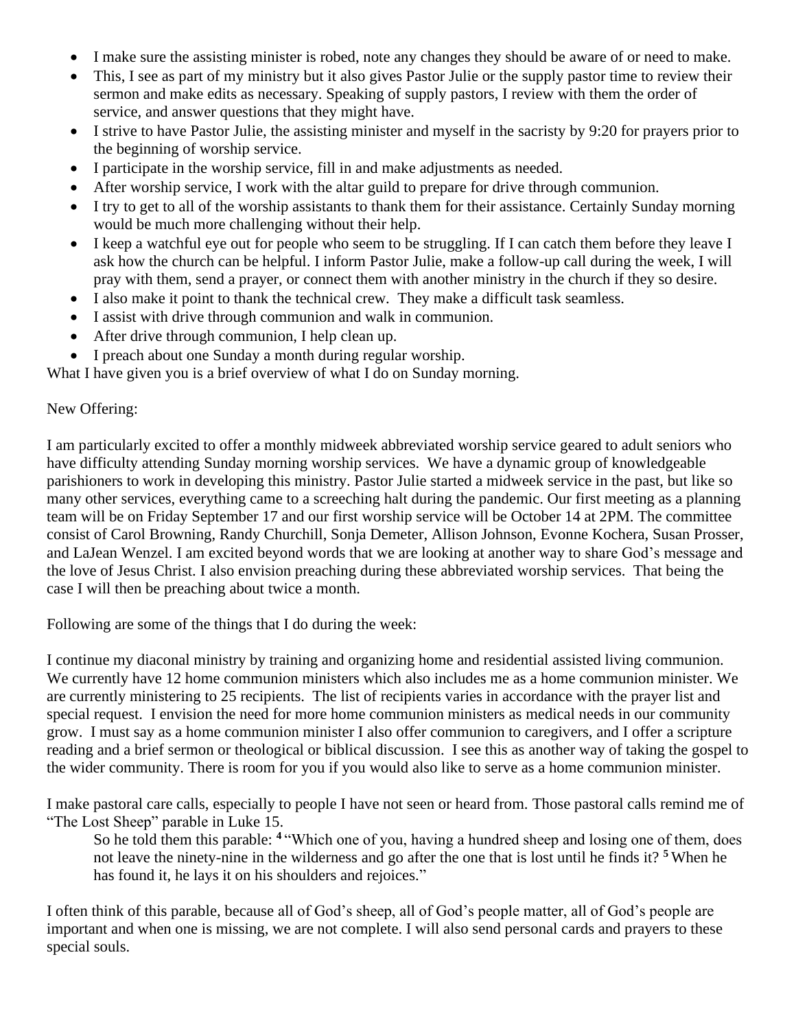- I make sure the assisting minister is robed, note any changes they should be aware of or need to make.
- This, I see as part of my ministry but it also gives Pastor Julie or the supply pastor time to review their sermon and make edits as necessary. Speaking of supply pastors, I review with them the order of service, and answer questions that they might have.
- I strive to have Pastor Julie, the assisting minister and myself in the sacristy by 9:20 for prayers prior to the beginning of worship service.
- I participate in the worship service, fill in and make adjustments as needed.
- After worship service, I work with the altar guild to prepare for drive through communion.
- I try to get to all of the worship assistants to thank them for their assistance. Certainly Sunday morning would be much more challenging without their help.
- I keep a watchful eye out for people who seem to be struggling. If I can catch them before they leave I ask how the church can be helpful. I inform Pastor Julie, make a follow-up call during the week, I will pray with them, send a prayer, or connect them with another ministry in the church if they so desire.
- I also make it point to thank the technical crew. They make a difficult task seamless.
- I assist with drive through communion and walk in communion.
- After drive through communion, I help clean up.
- I preach about one Sunday a month during regular worship.

What I have given you is a brief overview of what I do on Sunday morning.

New Offering:

I am particularly excited to offer a monthly midweek abbreviated worship service geared to adult seniors who have difficulty attending Sunday morning worship services. We have a dynamic group of knowledgeable parishioners to work in developing this ministry. Pastor Julie started a midweek service in the past, but like so many other services, everything came to a screeching halt during the pandemic. Our first meeting as a planning team will be on Friday September 17 and our first worship service will be October 14 at 2PM. The committee consist of Carol Browning, Randy Churchill, Sonja Demeter, Allison Johnson, Evonne Kochera, Susan Prosser, and LaJean Wenzel. I am excited beyond words that we are looking at another way to share God's message and the love of Jesus Christ. I also envision preaching during these abbreviated worship services. That being the case I will then be preaching about twice a month.

Following are some of the things that I do during the week:

I continue my diaconal ministry by training and organizing home and residential assisted living communion. We currently have 12 home communion ministers which also includes me as a home communion minister. We are currently ministering to 25 recipients. The list of recipients varies in accordance with the prayer list and special request. I envision the need for more home communion ministers as medical needs in our community grow. I must say as a home communion minister I also offer communion to caregivers, and I offer a scripture reading and a brief sermon or theological or biblical discussion. I see this as another way of taking the gospel to the wider community. There is room for you if you would also like to serve as a home communion minister.

I make pastoral care calls, especially to people I have not seen or heard from. Those pastoral calls remind me of "The Lost Sheep" parable in Luke 15.

> So he told them this parable: [4] "Which one of you, having a hundred sheep and losing one of them, does not leave the ninety-nine in the wilderness and go after the one that is lost until he finds it? [5] When he has found it, he lays it on his shoulders and rejoices."

I often think of this parable, because all of God's sheep, all of God's people matter, all of God's people are important and when one is missing, we are not complete. I will also send personal cards and prayers to these special souls.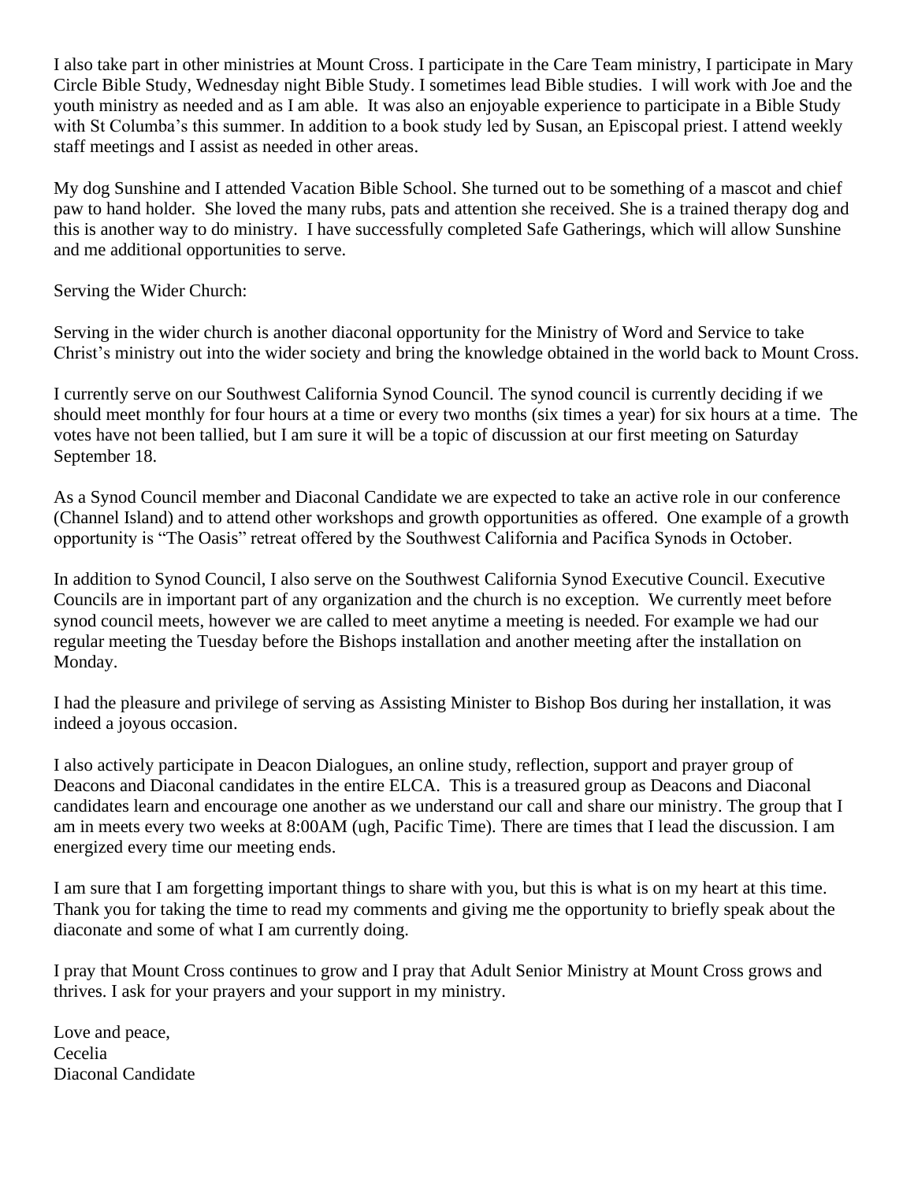I also take part in other ministries at Mount Cross. I participate in the Care Team ministry, I participate in Mary Circle Bible Study, Wednesday night Bible Study. I sometimes lead Bible studies. I will work with Joe and the youth ministry as needed and as I am able. It was also an enjoyable experience to participate in a Bible Study with St Columba's this summer. In addition to a book study led by Susan, an Episcopal priest. I attend weekly staff meetings and I assist as needed in other areas.

My dog Sunshine and I attended Vacation Bible School. She turned out to be something of a mascot and chief paw to hand holder. She loved the many rubs, pats and attention she received. She is a trained therapy dog and this is another way to do ministry. I have successfully completed Safe Gatherings, which will allow Sunshine and me additional opportunities to serve.

Serving the Wider Church:

Serving in the wider church is another diaconal opportunity for the Ministry of Word and Service to take Christ's ministry out into the wider society and bring the knowledge obtained in the world back to Mount Cross.

I currently serve on our Southwest California Synod Council. The synod council is currently deciding if we should meet monthly for four hours at a time or every two months (six times a year) for six hours at a time. The votes have not been tallied, but I am sure it will be a topic of discussion at our first meeting on Saturday September 18.

As a Synod Council member and Diaconal Candidate we are expected to take an active role in our conference (Channel Island) and to attend other workshops and growth opportunities as offered. One example of a growth opportunity is "The Oasis" retreat offered by the Southwest California and Pacifica Synods in October.

In addition to Synod Council, I also serve on the Southwest California Synod Executive Council. Executive Councils are in important part of any organization and the church is no exception. We currently meet before synod council meets, however we are called to meet anytime a meeting is needed. For example we had our regular meeting the Tuesday before the Bishops installation and another meeting after the installation on Monday.

I had the pleasure and privilege of serving as Assisting Minister to Bishop Bos during her installation, it was indeed a joyous occasion.

I also actively participate in Deacon Dialogues, an online study, reflection, support and prayer group of Deacons and Diaconal candidates in the entire ELCA. This is a treasured group as Deacons and Diaconal candidates learn and encourage one another as we understand our call and share our ministry. The group that I am in meets every two weeks at 8:00AM (ugh, Pacific Time). There are times that I lead the discussion. I am energized every time our meeting ends.

I am sure that I am forgetting important things to share with you, but this is what is on my heart at this time. Thank you for taking the time to read my comments and giving me the opportunity to briefly speak about the diaconate and some of what I am currently doing.

I pray that Mount Cross continues to grow and I pray that Adult Senior Ministry at Mount Cross grows and thrives. I ask for your prayers and your support in my ministry.

Love and peace,  
Cecelia  
Diaconal Candidate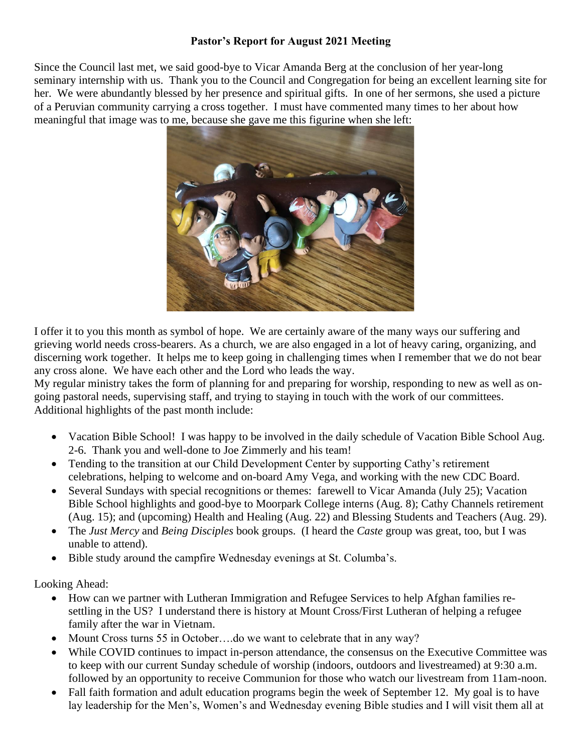**Pastor's Report for August 2021 Meeting**

Since the Council last met, we said good-bye to Vicar Amanda Berg at the conclusion of her year-long seminary internship with us. Thank you to the Council and Congregation for being an excellent learning site for her. We were abundantly blessed by her presence and spiritual gifts. In one of her sermons, she used a picture of a Peruvian community carrying a cross together. I must have commented many times to her about how meaningful that image was to me, because she gave me this figurine when she left:

I offer it to you this month as symbol of hope. We are certainly aware of the many ways our suffering and grieving world needs cross-bearers. As a church, we are also engaged in a lot of heavy caring, organizing, and discerning work together. It helps me to keep going in challenging times when I remember that we do not bear any cross alone. We have each other and the Lord who leads the way.

My regular ministry takes the form of planning for and preparing for worship, responding to new as well as on-going pastoral needs, supervising staff, and trying to staying in touch with the work of our committees. Additional highlights of the past month include:

- Vacation Bible School! I was happy to be involved in the daily schedule of Vacation Bible School Aug. 2-6. Thank you and well-done to Joe Zimmerly and his team!
- Tending to the transition at our Child Development Center by supporting Cathy's retirement celebrations, helping to welcome and on-board Amy Vega, and working with the new CDC Board.
- Several Sundays with special recognitions or themes: farewell to Vicar Amanda (July 25); Vacation Bible School highlights and good-bye to Moorpark College interns (Aug. 8); Cathy Channels retirement (Aug. 15); and (upcoming) Health and Healing (Aug. 22) and Blessing Students and Teachers (Aug. 29).
- The *Just Mercy* and *Being Disciples* book groups. (I heard the *Caste* group was great, too, but I was unable to attend).
- Bible study around the campfire Wednesday evenings at St. Columba's.

Looking Ahead:

- How can we partner with Lutheran Immigration and Refugee Services to help Afghan families re-settling in the US? I understand there is history at Mount Cross/First Lutheran of helping a refugee family after the war in Vietnam.
- Mount Cross turns 55 in October….do we want to celebrate that in any way?
- While COVID continues to impact in-person attendance, the consensus on the Executive Committee was to keep with our current Sunday schedule of worship (indoors, outdoors and livestreamed) at 9:30 a.m. followed by an opportunity to receive Communion for those who watch our livestream from 11am-noon.
- Fall faith formation and adult education programs begin the week of September 12. My goal is to have lay leadership for the Men's, Women's and Wednesday evening Bible studies and I will visit them all at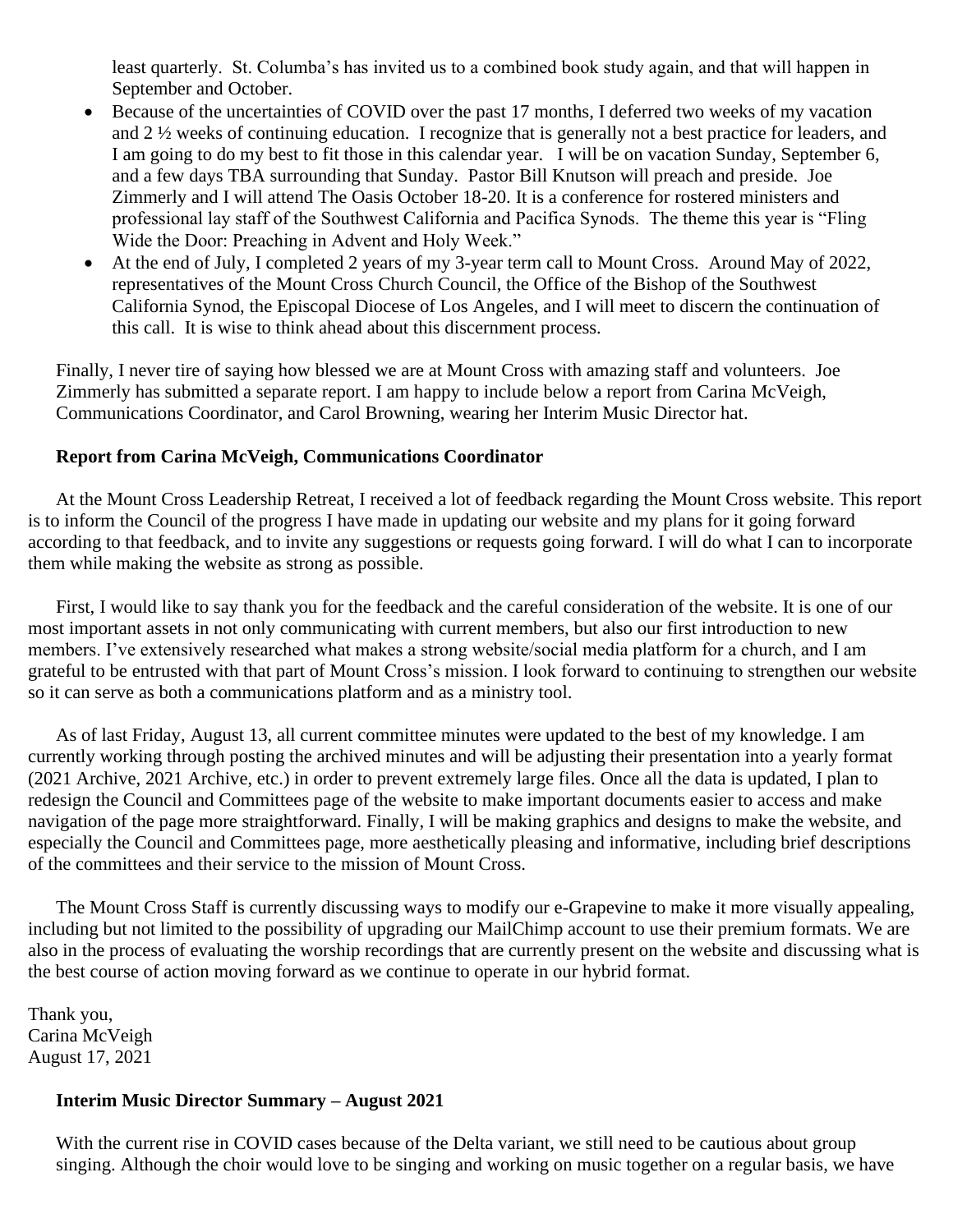least quarterly. St. Columba's has invited us to a combined book study again, and that will happen in September and October.

- Because of the uncertainties of COVID over the past 17 months, I deferred two weeks of my vacation and 2 ½ weeks of continuing education. I recognize that is generally not a best practice for leaders, and I am going to do my best to fit those in this calendar year. I will be on vacation Sunday, September 6, and a few days TBA surrounding that Sunday. Pastor Bill Knutson will preach and preside. Joe Zimmerly and I will attend The Oasis October 18-20. It is a conference for rostered ministers and professional lay staff of the Southwest California and Pacifica Synods. The theme this year is "Fling Wide the Door: Preaching in Advent and Holy Week."
- At the end of July, I completed 2 years of my 3-year term call to Mount Cross. Around May of 2022, representatives of the Mount Cross Church Council, the Office of the Bishop of the Southwest California Synod, the Episcopal Diocese of Los Angeles, and I will meet to discern the continuation of this call. It is wise to think ahead about this discernment process.

Finally, I never tire of saying how blessed we are at Mount Cross with amazing staff and volunteers. Joe Zimmerly has submitted a separate report. I am happy to include below a report from Carina McVeigh, Communications Coordinator, and Carol Browning, wearing her Interim Music Director hat.

**Report from Carina McVeigh, Communications Coordinator**

At the Mount Cross Leadership Retreat, I received a lot of feedback regarding the Mount Cross website. This report is to inform the Council of the progress I have made in updating our website and my plans for it going forward according to that feedback, and to invite any suggestions or requests going forward. I will do what I can to incorporate them while making the website as strong as possible.

First, I would like to say thank you for the feedback and the careful consideration of the website. It is one of our most important assets in not only communicating with current members, but also our first introduction to new members. I've extensively researched what makes a strong website/social media platform for a church, and I am grateful to be entrusted with that part of Mount Cross's mission. I look forward to continuing to strengthen our website so it can serve as both a communications platform and as a ministry tool.

As of last Friday, August 13, all current committee minutes were updated to the best of my knowledge. I am currently working through posting the archived minutes and will be adjusting their presentation into a yearly format (2021 Archive, 2021 Archive, etc.) in order to prevent extremely large files. Once all the data is updated, I plan to redesign the Council and Committees page of the website to make important documents easier to access and make navigation of the page more straightforward. Finally, I will be making graphics and designs to make the website, and especially the Council and Committees page, more aesthetically pleasing and informative, including brief descriptions of the committees and their service to the mission of Mount Cross.

The Mount Cross Staff is currently discussing ways to modify our e-Grapevine to make it more visually appealing, including but not limited to the possibility of upgrading our MailChimp account to use their premium formats. We are also in the process of evaluating the worship recordings that are currently present on the website and discussing what is the best course of action moving forward as we continue to operate in our hybrid format.

Thank you,
Carina McVeigh
August 17, 2021

**Interim Music Director Summary – August 2021**

With the current rise in COVID cases because of the Delta variant, we still need to be cautious about group singing. Although the choir would love to be singing and working on music together on a regular basis, we have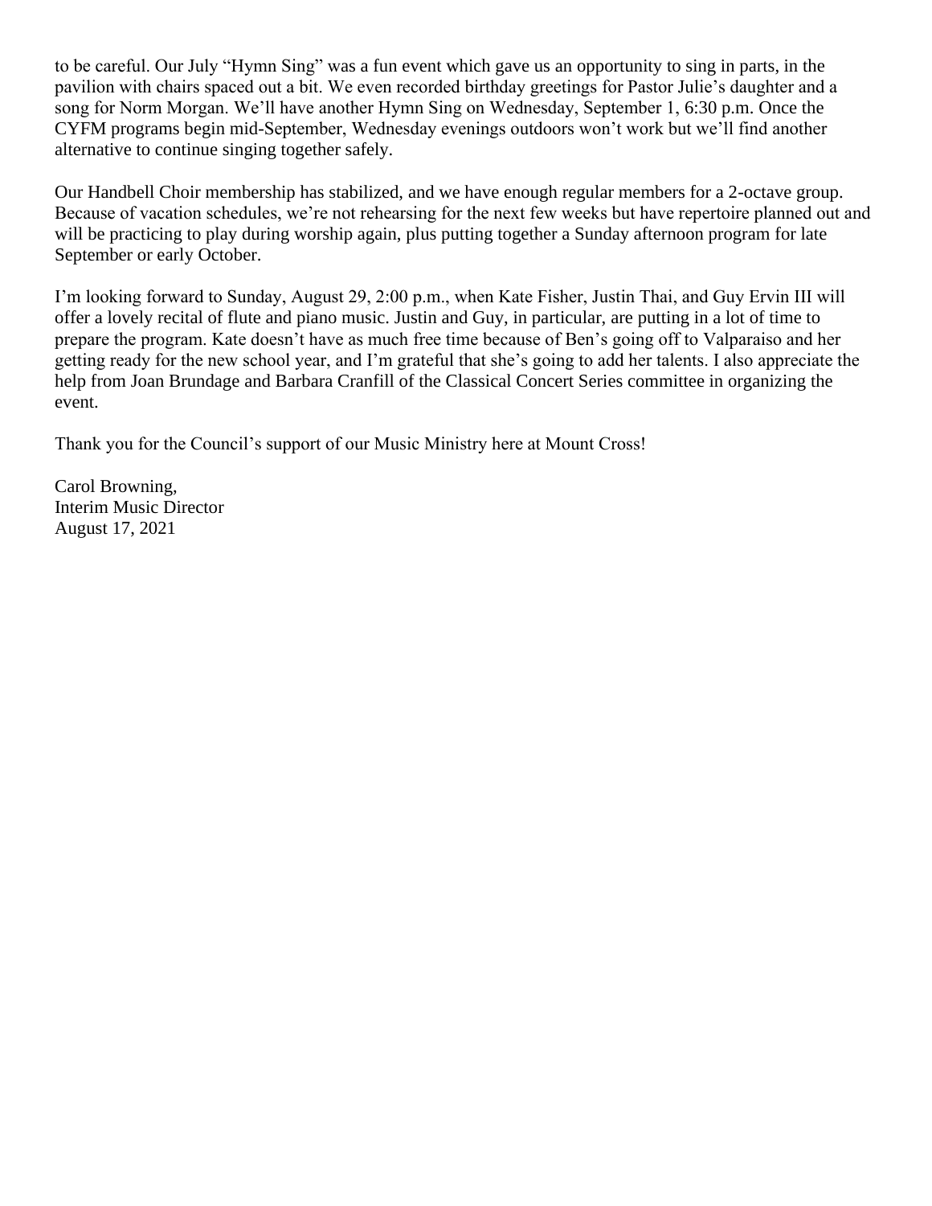to be careful. Our July "Hymn Sing" was a fun event which gave us an opportunity to sing in parts, in the pavilion with chairs spaced out a bit. We even recorded birthday greetings for Pastor Julie's daughter and a song for Norm Morgan. We'll have another Hymn Sing on Wednesday, September 1, 6:30 p.m. Once the CYFM programs begin mid-September, Wednesday evenings outdoors won't work but we'll find another alternative to continue singing together safely.

Our Handbell Choir membership has stabilized, and we have enough regular members for a 2-octave group. Because of vacation schedules, we're not rehearsing for the next few weeks but have repertoire planned out and will be practicing to play during worship again, plus putting together a Sunday afternoon program for late September or early October.

I'm looking forward to Sunday, August 29, 2:00 p.m., when Kate Fisher, Justin Thai, and Guy Ervin III will offer a lovely recital of flute and piano music. Justin and Guy, in particular, are putting in a lot of time to prepare the program. Kate doesn't have as much free time because of Ben's going off to Valparaiso and her getting ready for the new school year, and I'm grateful that she's going to add her talents. I also appreciate the help from Joan Brundage and Barbara Cranfill of the Classical Concert Series committee in organizing the event.

Thank you for the Council's support of our Music Ministry here at Mount Cross!

Carol Browning,  
Interim Music Director  
August 17, 2021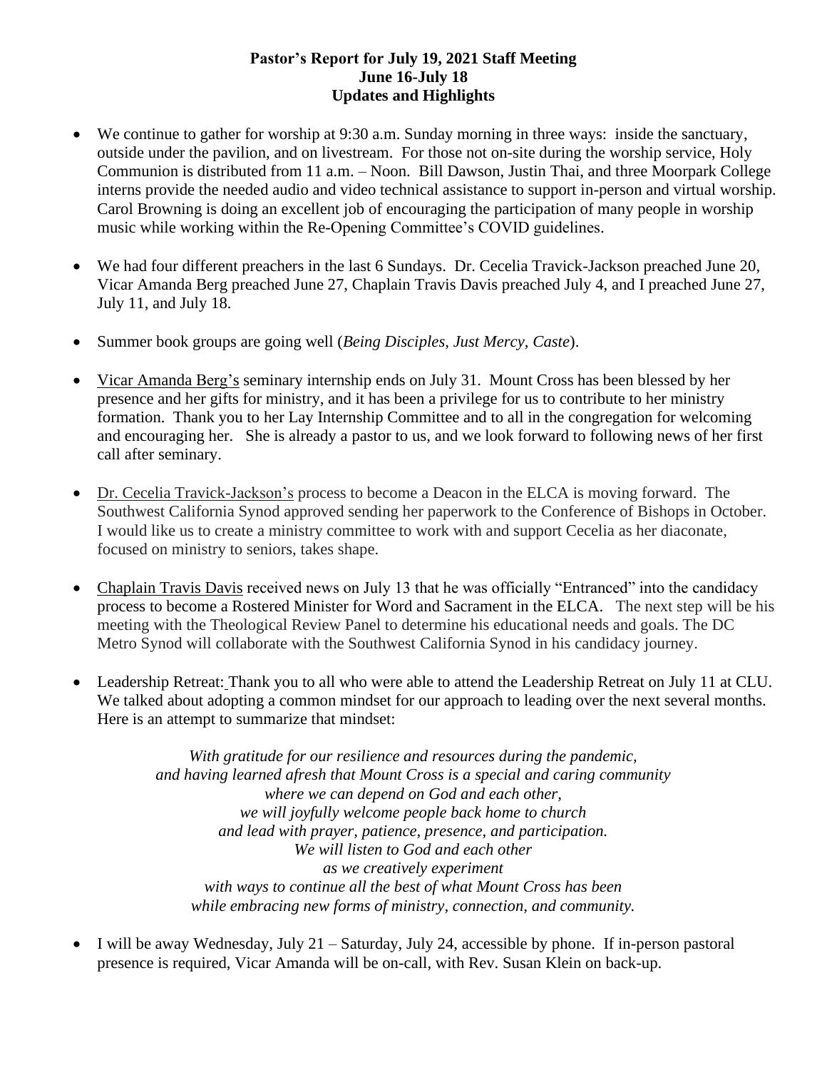**Pastor's Report for July 19, 2021 Staff Meeting**
**June 16-July 18**
**Updates and Highlights**

- We continue to gather for worship at 9:30 a.m. Sunday morning in three ways: inside the sanctuary, outside under the pavilion, and on livestream. For those not on-site during the worship service, Holy Communion is distributed from 11 a.m. – Noon. Bill Dawson, Justin Thai, and three Moorpark College interns provide the needed audio and video technical assistance to support in-person and virtual worship. Carol Browning is doing an excellent job of encouraging the participation of many people in worship music while working within the Re-Opening Committee's COVID guidelines.

- We had four different preachers in the last 6 Sundays. Dr. Cecelia Travick-Jackson preached June 20, Vicar Amanda Berg preached June 27, Chaplain Travis Davis preached July 4, and I preached June 27, July 11, and July 18.

- Summer book groups are going well (*Being Disciples*, *Just Mercy*, *Caste*).

- Vicar Amanda Berg's seminary internship ends on July 31. Mount Cross has been blessed by her presence and her gifts for ministry, and it has been a privilege for us to contribute to her ministry formation. Thank you to her Lay Internship Committee and to all in the congregation for welcoming and encouraging her. She is already a pastor to us, and we look forward to following news of her first call after seminary.

- Dr. Cecelia Travick-Jackson's process to become a Deacon in the ELCA is moving forward. The Southwest California Synod approved sending her paperwork to the Conference of Bishops in October. I would like us to create a ministry committee to work with and support Cecelia as her diaconate, focused on ministry to seniors, takes shape.

- Chaplain Travis Davis received news on July 13 that he was officially "Entranced" into the candidacy process to become a Rostered Minister for Word and Sacrament in the ELCA. The next step will be his meeting with the Theological Review Panel to determine his educational needs and goals. The DC Metro Synod will collaborate with the Southwest California Synod in his candidacy journey.

- Leadership Retreat: Thank you to all who were able to attend the Leadership Retreat on July 11 at CLU. We talked about adopting a common mindset for our approach to leading over the next several months. Here is an attempt to summarize that mindset:

  *With gratitude for our resilience and resources during the pandemic,*
  *and having learned afresh that Mount Cross is a special and caring community*
  *where we can depend on God and each other,*
  *we will joyfully welcome people back home to church*
  *and lead with prayer, patience, presence, and participation.*
  *We will listen to God and each other*
  *as we creatively experiment*
  *with ways to continue all the best of what Mount Cross has been*
  *while embracing new forms of ministry, connection, and community.*

- I will be away Wednesday, July 21 – Saturday, July 24, accessible by phone. If in-person pastoral presence is required, Vicar Amanda will be on-call, with Rev. Susan Klein on back-up.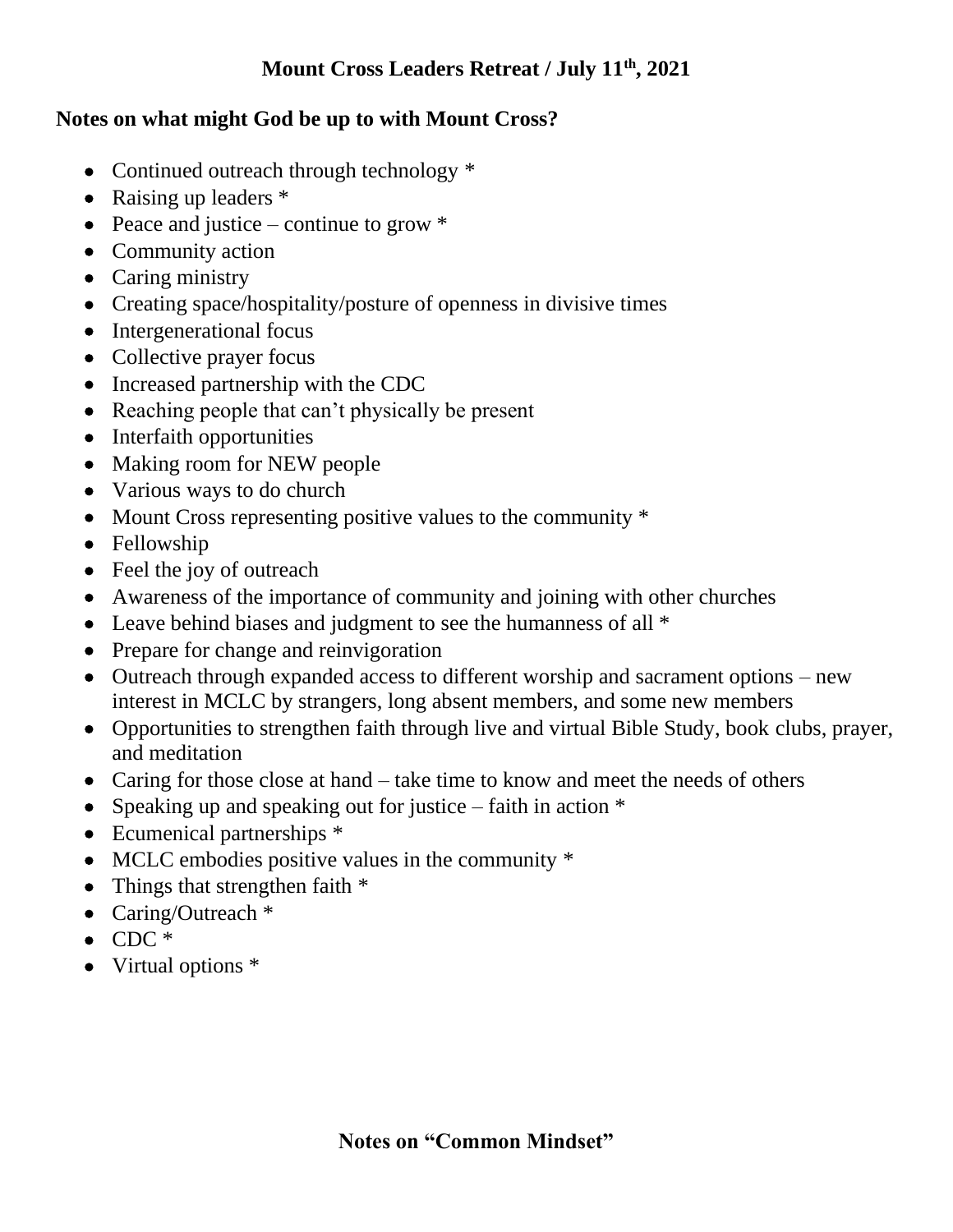## Mount Cross Leaders Retreat / July 11th, 2021

### Notes on what might God be up to with Mount Cross?

- Continued outreach through technology *
- Raising up leaders *
- Peace and justice – continue to grow *
- Community action
- Caring ministry
- Creating space/hospitality/posture of openness in divisive times
- Intergenerational focus
- Collective prayer focus
- Increased partnership with the CDC
- Reaching people that can't physically be present
- Interfaith opportunities
- Making room for NEW people
- Various ways to do church
- Mount Cross representing positive values to the community *
- Fellowship
- Feel the joy of outreach
- Awareness of the importance of community and joining with other churches
- Leave behind biases and judgment to see the humanness of all *
- Prepare for change and reinvigoration
- Outreach through expanded access to different worship and sacrament options – new interest in MCLC by strangers, long absent members, and some new members
- Opportunities to strengthen faith through live and virtual Bible Study, book clubs, prayer, and meditation
- Caring for those close at hand – take time to know and meet the needs of others
- Speaking up and speaking out for justice – faith in action *
- Ecumenical partnerships *
- MCLC embodies positive values in the community *
- Things that strengthen faith *
- Caring/Outreach *
- CDC *
- Virtual options *

### Notes on "Common Mindset"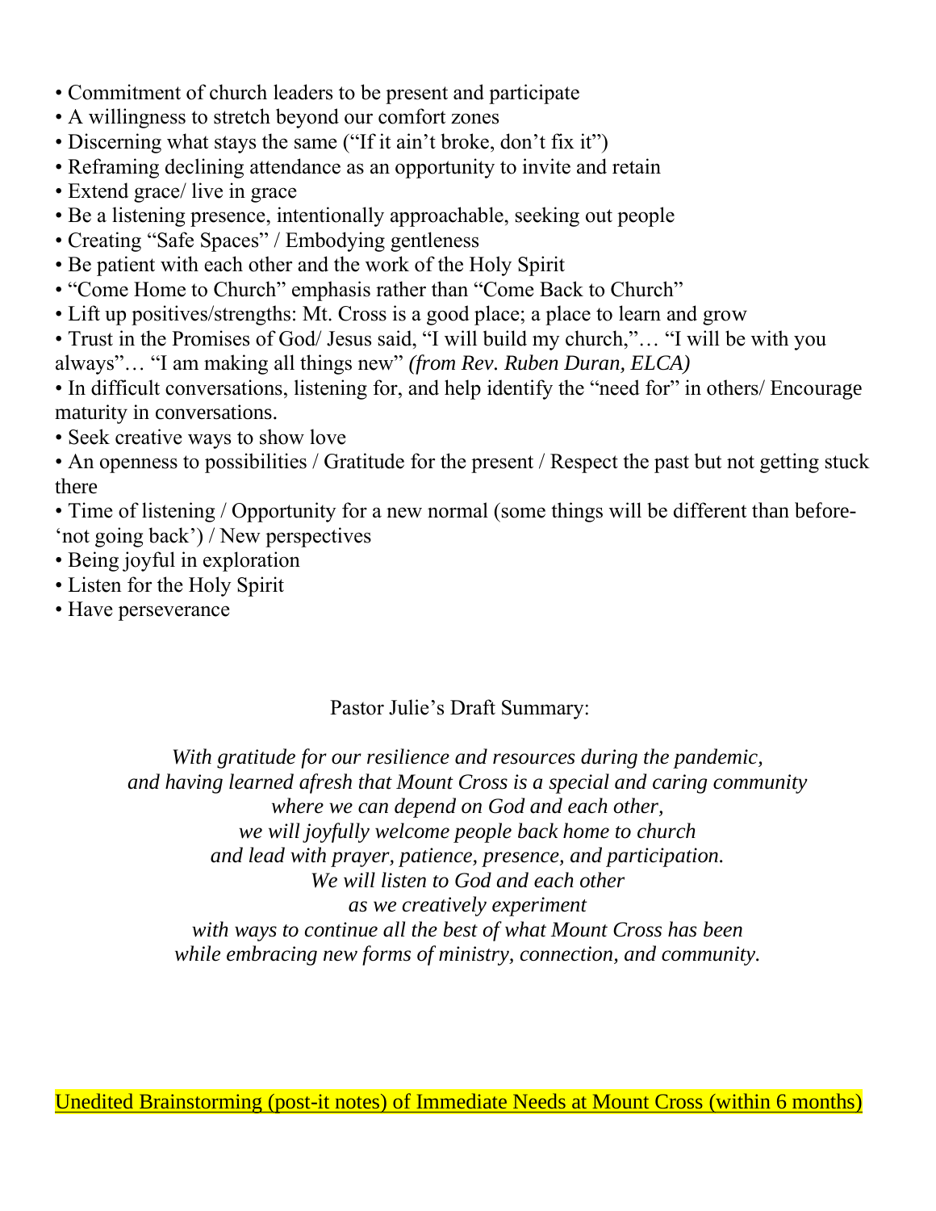- Commitment of church leaders to be present and participate
- A willingness to stretch beyond our comfort zones
- Discerning what stays the same ("If it ain't broke, don't fix it")
- Reframing declining attendance as an opportunity to invite and retain
- Extend grace/ live in grace
- Be a listening presence, intentionally approachable, seeking out people
- Creating "Safe Spaces" / Embodying gentleness
- Be patient with each other and the work of the Holy Spirit
- "Come Home to Church" emphasis rather than "Come Back to Church"
- Lift up positives/strengths: Mt. Cross is a good place; a place to learn and grow
- Trust in the Promises of God/ Jesus said, "I will build my church,"… "I will be with you always"… "I am making all things new" *(from Rev. Ruben Duran, ELCA)*
- In difficult conversations, listening for, and help identify the "need for" in others/ Encourage maturity in conversations.
- Seek creative ways to show love
- An openness to possibilities / Gratitude for the present / Respect the past but not getting stuck there
- Time of listening / Opportunity for a new normal (some things will be different than before- 'not going back') / New perspectives
- Being joyful in exploration
- Listen for the Holy Spirit
- Have perseverance

Pastor Julie's Draft Summary:

*With gratitude for our resilience and resources during the pandemic,*
*and having learned afresh that Mount Cross is a special and caring community*
*where we can depend on God and each other,*
*we will joyfully welcome people back home to church*
*and lead with prayer, patience, presence, and participation.*
*We will listen to God and each other*
*as we creatively experiment*
*with ways to continue all the best of what Mount Cross has been*
*while embracing new forms of ministry, connection, and community.*

Unedited Brainstorming (post-it notes) of Immediate Needs at Mount Cross (within 6 months)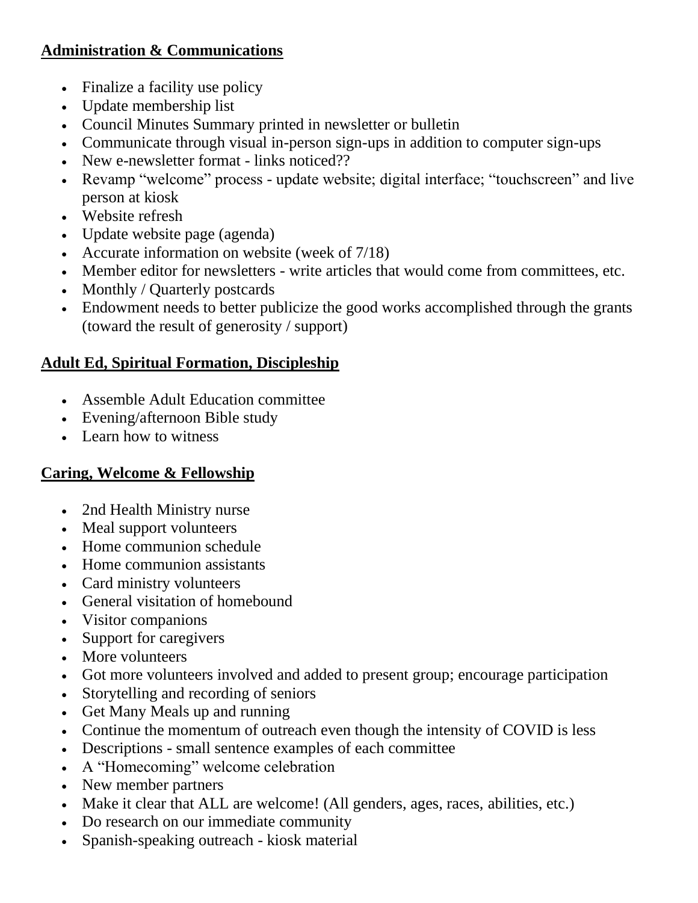**Administration & Communications**

- Finalize a facility use policy
- Update membership list
- Council Minutes Summary printed in newsletter or bulletin
- Communicate through visual in-person sign-ups in addition to computer sign-ups
- New e-newsletter format - links noticed??
- Revamp "welcome" process - update website; digital interface; "touchscreen" and live person at kiosk
- Website refresh
- Update website page (agenda)
- Accurate information on website (week of 7/18)
- Member editor for newsletters - write articles that would come from committees, etc.
- Monthly / Quarterly postcards
- Endowment needs to better publicize the good works accomplished through the grants (toward the result of generosity / support)

**Adult Ed, Spiritual Formation, Discipleship**

- Assemble Adult Education committee
- Evening/afternoon Bible study
- Learn how to witness

**Caring, Welcome & Fellowship**

- 2nd Health Ministry nurse
- Meal support volunteers
- Home communion schedule
- Home communion assistants
- Card ministry volunteers
- General visitation of homebound
- Visitor companions
- Support for caregivers
- More volunteers
- Got more volunteers involved and added to present group; encourage participation
- Storytelling and recording of seniors
- Get Many Meals up and running
- Continue the momentum of outreach even though the intensity of COVID is less
- Descriptions - small sentence examples of each committee
- A "Homecoming" welcome celebration
- New member partners
- Make it clear that ALL are welcome! (All genders, ages, races, abilities, etc.)
- Do research on our immediate community
- Spanish-speaking outreach - kiosk material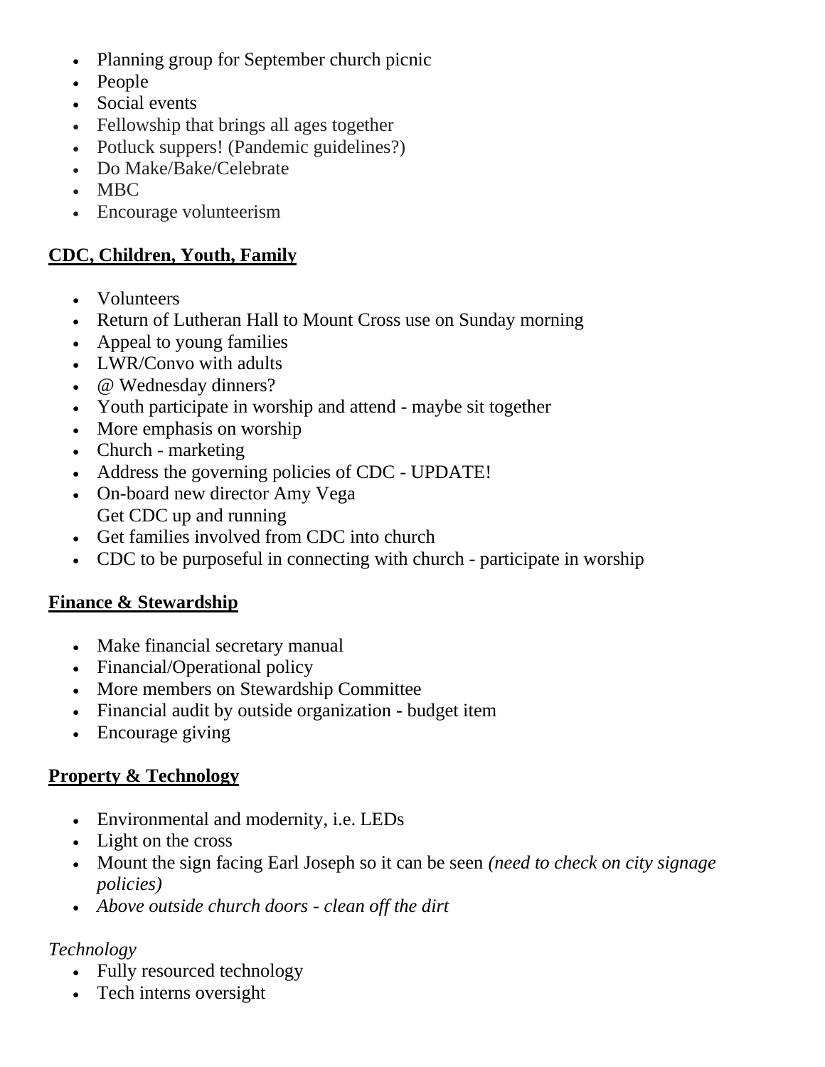- Planning group for September church picnic
- People
- Social events
- Fellowship that brings all ages together
- Potluck suppers! (Pandemic guidelines?)
- Do Make/Bake/Celebrate
- MBC
- Encourage volunteerism

## <u>CDC, Children, Youth, Family</u>

- Volunteers
- Return of Lutheran Hall to Mount Cross use on Sunday morning
- Appeal to young families
- LWR/Convo with adults
- @ Wednesday dinners?
- Youth participate in worship and attend - maybe sit together
- More emphasis on worship
- Church - marketing
- Address the governing policies of CDC - UPDATE!
- On-board new director Amy Vega
  Get CDC up and running
- Get families involved from CDC into church
- CDC to be purposeful in connecting with church - participate in worship

## <u>Finance & Stewardship</u>

- Make financial secretary manual
- Financial/Operational policy
- More members on Stewardship Committee
- Financial audit by outside organization - budget item
- Encourage giving

## <u>Property & Technology</u>

- Environmental and modernity, i.e. LEDs
- Light on the cross
- Mount the sign facing Earl Joseph so it can be seen *(need to check on city signage policies)*
- *Above outside church doors - clean off the dirt*

*Technology*

- Fully resourced technology
- Tech interns oversight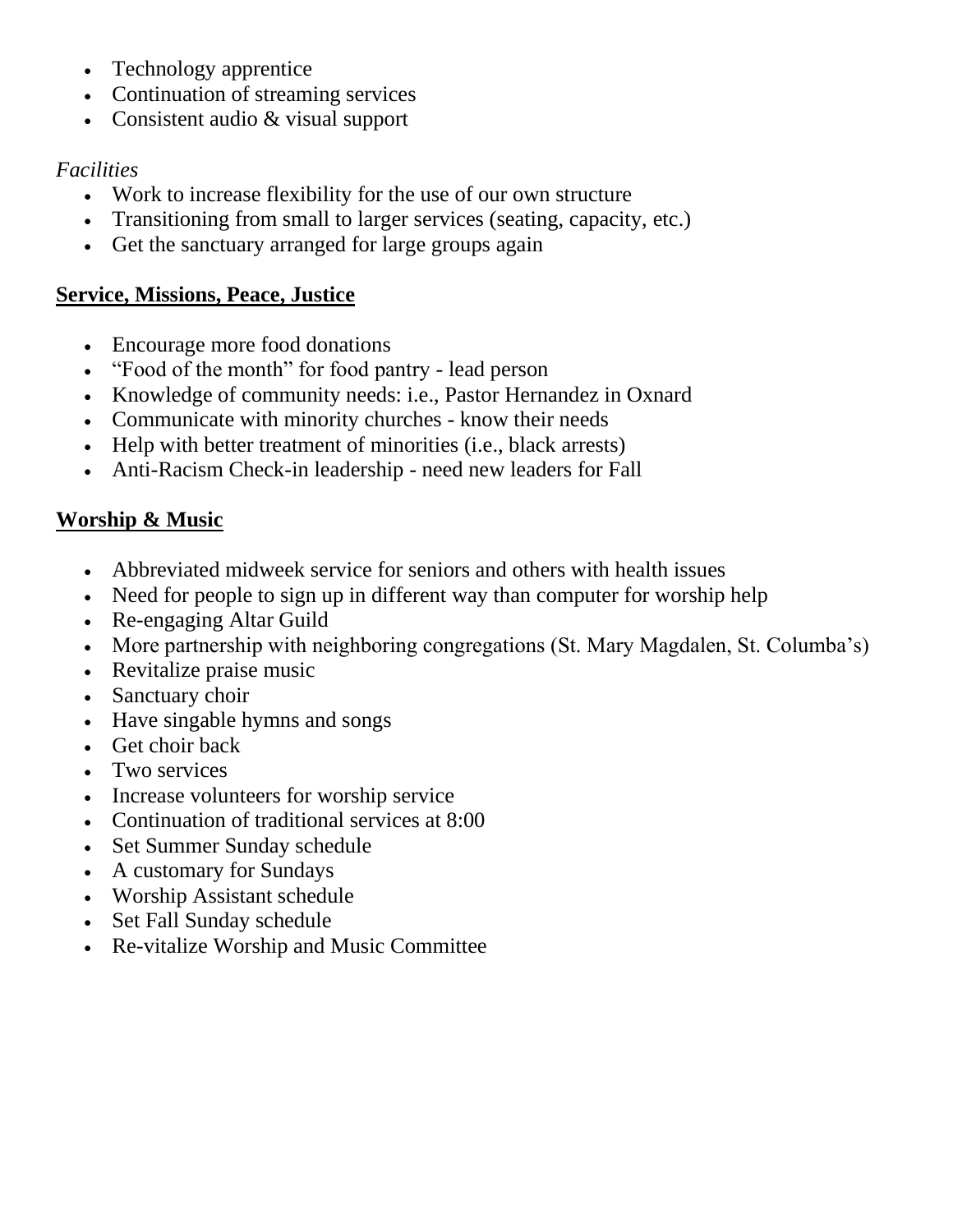- Technology apprentice
- Continuation of streaming services
- Consistent audio & visual support

*Facilities*

- Work to increase flexibility for the use of our own structure
- Transitioning from small to larger services (seating, capacity, etc.)
- Get the sanctuary arranged for large groups again

## Service, Missions, Peace, Justice

- Encourage more food donations
- "Food of the month" for food pantry - lead person
- Knowledge of community needs: i.e., Pastor Hernandez in Oxnard
- Communicate with minority churches - know their needs
- Help with better treatment of minorities (i.e., black arrests)
- Anti-Racism Check-in leadership - need new leaders for Fall

## Worship & Music

- Abbreviated midweek service for seniors and others with health issues
- Need for people to sign up in different way than computer for worship help
- Re-engaging Altar Guild
- More partnership with neighboring congregations (St. Mary Magdalen, St. Columba's)
- Revitalize praise music
- Sanctuary choir
- Have singable hymns and songs
- Get choir back
- Two services
- Increase volunteers for worship service
- Continuation of traditional services at 8:00
- Set Summer Sunday schedule
- A customary for Sundays
- Worship Assistant schedule
- Set Fall Sunday schedule
- Re-vitalize Worship and Music Committee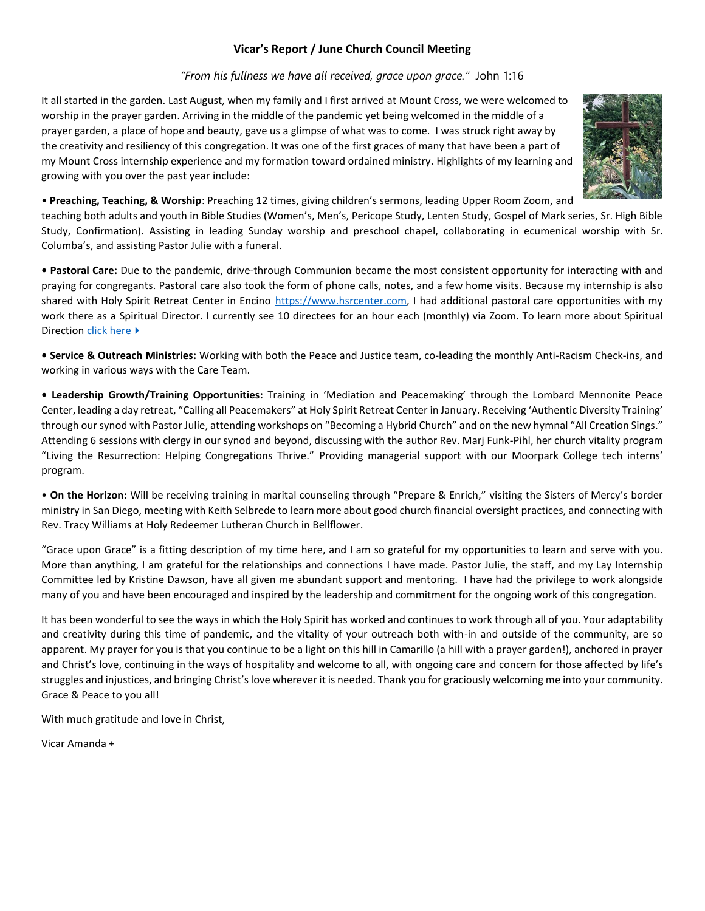# Vicar's Report / June Church Council Meeting

*"From his fullness we have all received, grace upon grace."* John 1:16

It all started in the garden. Last August, when my family and I first arrived at Mount Cross, we were welcomed to worship in the prayer garden. Arriving in the middle of the pandemic yet being welcomed in the middle of a prayer garden, a place of hope and beauty, gave us a glimpse of what was to come. I was struck right away by the creativity and resiliency of this congregation. It was one of the first graces of many that have been a part of my Mount Cross internship experience and my formation toward ordained ministry. Highlights of my learning and growing with you over the past year include:

- **Preaching, Teaching, & Worship**: Preaching 12 times, giving children's sermons, leading Upper Room Zoom, and teaching both adults and youth in Bible Studies (Women's, Men's, Pericope Study, Lenten Study, Gospel of Mark series, Sr. High Bible Study, Confirmation). Assisting in leading Sunday worship and preschool chapel, collaborating in ecumenical worship with Sr. Columba's, and assisting Pastor Julie with a funeral.

- **Pastoral Care:** Due to the pandemic, drive-through Communion became the most consistent opportunity for interacting with and praying for congregants. Pastoral care also took the form of phone calls, notes, and a few home visits. Because my internship is also shared with Holy Spirit Retreat Center in Encino https://www.hsrcenter.com, I had additional pastoral care opportunities with my work there as a Spiritual Director. I currently see 10 directees for an hour each (monthly) via Zoom. To learn more about Spiritual Direction click here ▸

- **Service & Outreach Ministries:** Working with both the Peace and Justice team, co-leading the monthly Anti-Racism Check-ins, and working in various ways with the Care Team.

- **Leadership Growth/Training Opportunities:** Training in 'Mediation and Peacemaking' through the Lombard Mennonite Peace Center, leading a day retreat, "Calling all Peacemakers" at Holy Spirit Retreat Center in January. Receiving 'Authentic Diversity Training' through our synod with Pastor Julie, attending workshops on "Becoming a Hybrid Church" and on the new hymnal "All Creation Sings." Attending 6 sessions with clergy in our synod and beyond, discussing with the author Rev. Marj Funk-Pihl, her church vitality program "Living the Resurrection: Helping Congregations Thrive." Providing managerial support with our Moorpark College tech interns' program.

- **On the Horizon:** Will be receiving training in marital counseling through "Prepare & Enrich," visiting the Sisters of Mercy's border ministry in San Diego, meeting with Keith Selbrede to learn more about good church financial oversight practices, and connecting with Rev. Tracy Williams at Holy Redeemer Lutheran Church in Bellflower.

"Grace upon Grace" is a fitting description of my time here, and I am so grateful for my opportunities to learn and serve with you. More than anything, I am grateful for the relationships and connections I have made. Pastor Julie, the staff, and my Lay Internship Committee led by Kristine Dawson, have all given me abundant support and mentoring. I have had the privilege to work alongside many of you and have been encouraged and inspired by the leadership and commitment for the ongoing work of this congregation.

It has been wonderful to see the ways in which the Holy Spirit has worked and continues to work through all of you. Your adaptability and creativity during this time of pandemic, and the vitality of your outreach both with-in and outside of the community, are so apparent. My prayer for you is that you continue to be a light on this hill in Camarillo (a hill with a prayer garden!), anchored in prayer and Christ's love, continuing in the ways of hospitality and welcome to all, with ongoing care and concern for those affected by life's struggles and injustices, and bringing Christ's love wherever it is needed. Thank you for graciously welcoming me into your community. Grace & Peace to you all!

With much gratitude and love in Christ,

Vicar Amanda +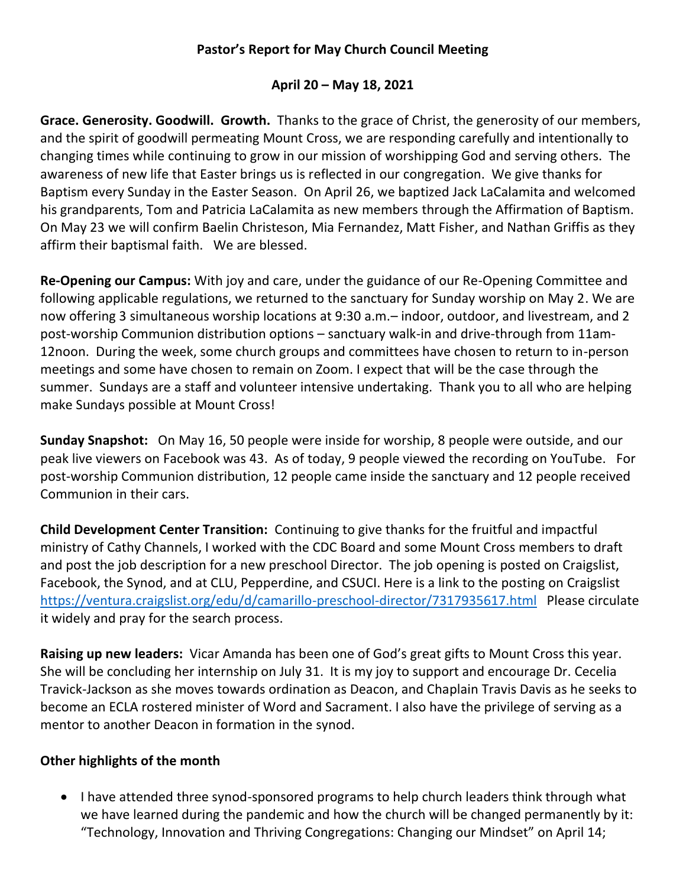**Pastor's Report for May Church Council Meeting**

**April 20 – May 18, 2021**

**Grace. Generosity. Goodwill. Growth.** Thanks to the grace of Christ, the generosity of our members, and the spirit of goodwill permeating Mount Cross, we are responding carefully and intentionally to changing times while continuing to grow in our mission of worshipping God and serving others. The awareness of new life that Easter brings us is reflected in our congregation. We give thanks for Baptism every Sunday in the Easter Season. On April 26, we baptized Jack LaCalamita and welcomed his grandparents, Tom and Patricia LaCalamita as new members through the Affirmation of Baptism. On May 23 we will confirm Baelin Christeson, Mia Fernandez, Matt Fisher, and Nathan Griffis as they affirm their baptismal faith. We are blessed.

**Re-Opening our Campus:** With joy and care, under the guidance of our Re-Opening Committee and following applicable regulations, we returned to the sanctuary for Sunday worship on May 2. We are now offering 3 simultaneous worship locations at 9:30 a.m.– indoor, outdoor, and livestream, and 2 post-worship Communion distribution options – sanctuary walk-in and drive-through from 11am-12noon. During the week, some church groups and committees have chosen to return to in-person meetings and some have chosen to remain on Zoom. I expect that will be the case through the summer. Sundays are a staff and volunteer intensive undertaking. Thank you to all who are helping make Sundays possible at Mount Cross!

**Sunday Snapshot:** On May 16, 50 people were inside for worship, 8 people were outside, and our peak live viewers on Facebook was 43. As of today, 9 people viewed the recording on YouTube. For post-worship Communion distribution, 12 people came inside the sanctuary and 12 people received Communion in their cars.

**Child Development Center Transition:** Continuing to give thanks for the fruitful and impactful ministry of Cathy Channels, I worked with the CDC Board and some Mount Cross members to draft and post the job description for a new preschool Director. The job opening is posted on Craigslist, Facebook, the Synod, and at CLU, Pepperdine, and CSUCI. Here is a link to the posting on Craigslist https://ventura.craigslist.org/edu/d/camarillo-preschool-director/7317935617.html Please circulate it widely and pray for the search process.

**Raising up new leaders:** Vicar Amanda has been one of God's great gifts to Mount Cross this year. She will be concluding her internship on July 31. It is my joy to support and encourage Dr. Cecelia Travick-Jackson as she moves towards ordination as Deacon, and Chaplain Travis Davis as he seeks to become an ECLA rostered minister of Word and Sacrament. I also have the privilege of serving as a mentor to another Deacon in formation in the synod.

**Other highlights of the month**

- I have attended three synod-sponsored programs to help church leaders think through what we have learned during the pandemic and how the church will be changed permanently by it: "Technology, Innovation and Thriving Congregations: Changing our Mindset" on April 14;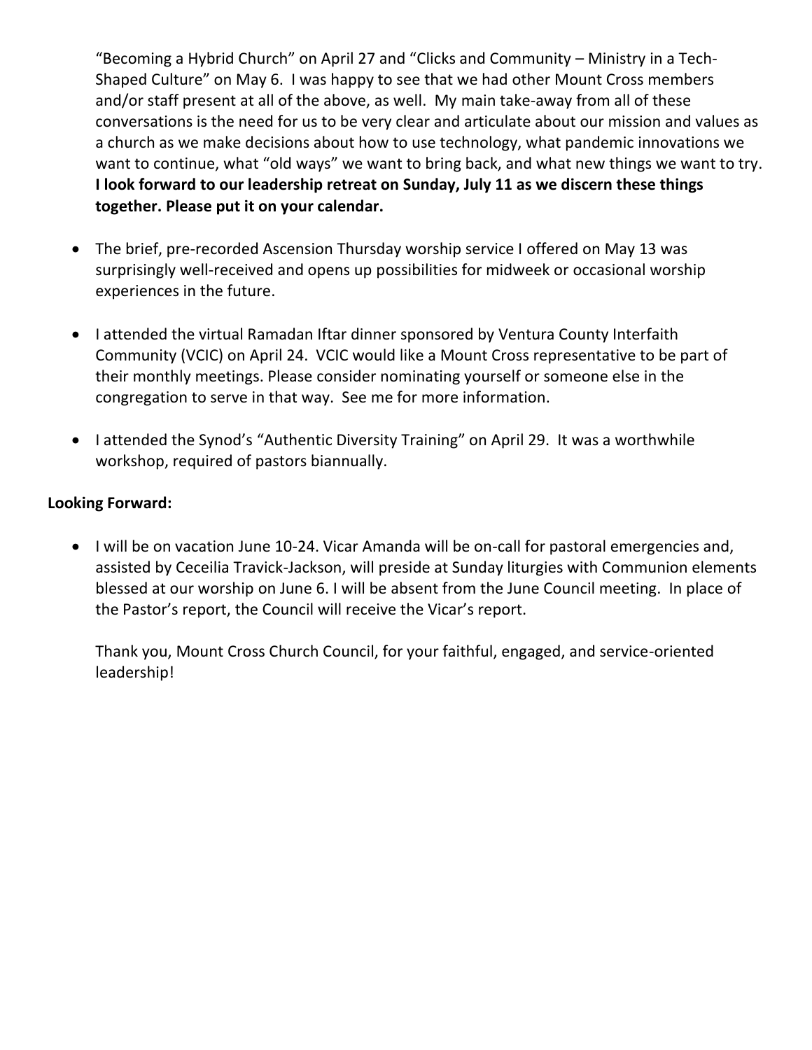"Becoming a Hybrid Church" on April 27 and "Clicks and Community – Ministry in a Tech-Shaped Culture" on May 6. I was happy to see that we had other Mount Cross members and/or staff present at all of the above, as well. My main take-away from all of these conversations is the need for us to be very clear and articulate about our mission and values as a church as we make decisions about how to use technology, what pandemic innovations we want to continue, what "old ways" we want to bring back, and what new things we want to try. **I look forward to our leadership retreat on Sunday, July 11 as we discern these things together. Please put it on your calendar.**

- The brief, pre-recorded Ascension Thursday worship service I offered on May 13 was surprisingly well-received and opens up possibilities for midweek or occasional worship experiences in the future.

- I attended the virtual Ramadan Iftar dinner sponsored by Ventura County Interfaith Community (VCIC) on April 24. VCIC would like a Mount Cross representative to be part of their monthly meetings. Please consider nominating yourself or someone else in the congregation to serve in that way. See me for more information.

- I attended the Synod's "Authentic Diversity Training" on April 29. It was a worthwhile workshop, required of pastors biannually.

**Looking Forward:**

- I will be on vacation June 10-24. Vicar Amanda will be on-call for pastoral emergencies and, assisted by Ceceilia Travick-Jackson, will preside at Sunday liturgies with Communion elements blessed at our worship on June 6. I will be absent from the June Council meeting. In place of the Pastor's report, the Council will receive the Vicar's report.

  Thank you, Mount Cross Church Council, for your faithful, engaged, and service-oriented leadership!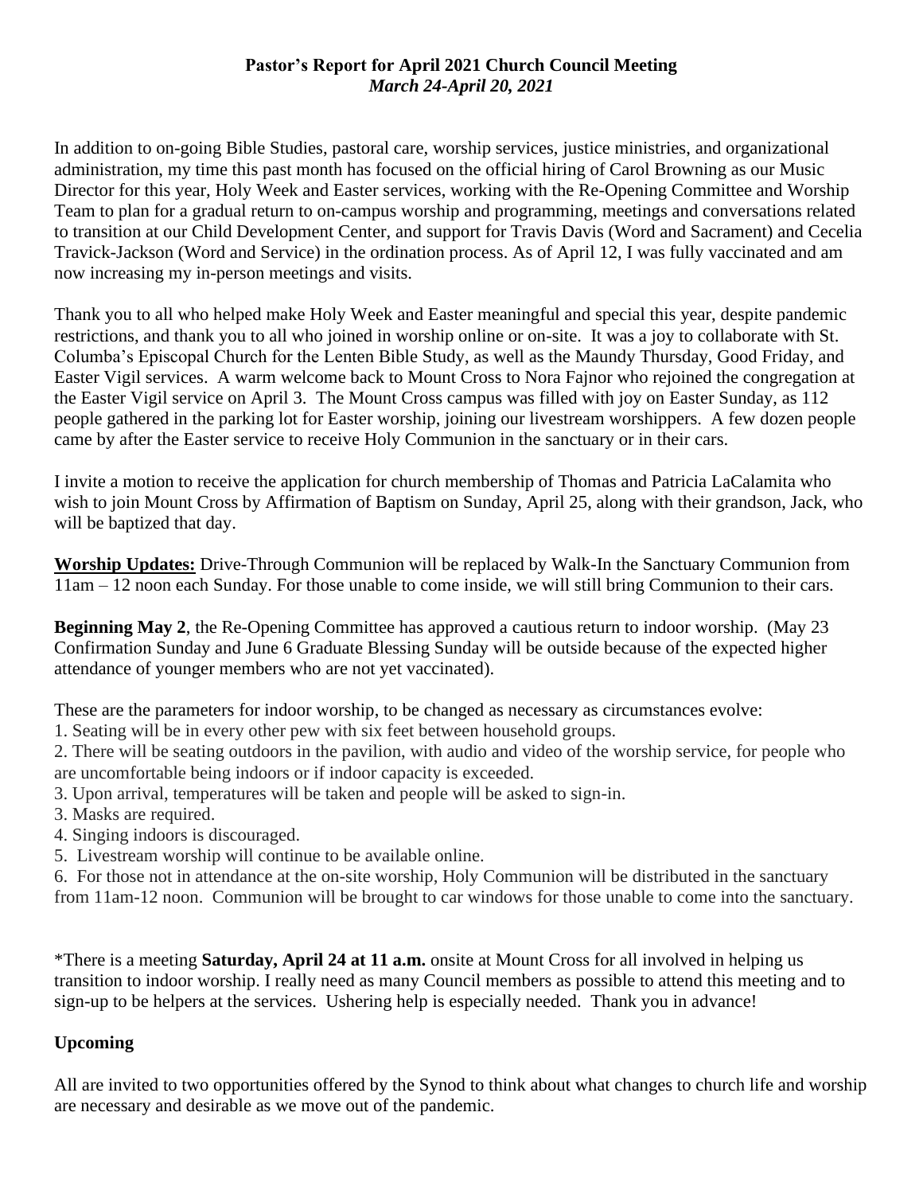**Pastor's Report for April 2021 Church Council Meeting**
***March 24-April 20, 2021***

In addition to on-going Bible Studies, pastoral care, worship services, justice ministries, and organizational administration, my time this past month has focused on the official hiring of Carol Browning as our Music Director for this year, Holy Week and Easter services, working with the Re-Opening Committee and Worship Team to plan for a gradual return to on-campus worship and programming, meetings and conversations related to transition at our Child Development Center, and support for Travis Davis (Word and Sacrament) and Cecelia Travick-Jackson (Word and Service) in the ordination process. As of April 12, I was fully vaccinated and am now increasing my in-person meetings and visits.

Thank you to all who helped make Holy Week and Easter meaningful and special this year, despite pandemic restrictions, and thank you to all who joined in worship online or on-site. It was a joy to collaborate with St. Columba's Episcopal Church for the Lenten Bible Study, as well as the Maundy Thursday, Good Friday, and Easter Vigil services. A warm welcome back to Mount Cross to Nora Fajnor who rejoined the congregation at the Easter Vigil service on April 3. The Mount Cross campus was filled with joy on Easter Sunday, as 112 people gathered in the parking lot for Easter worship, joining our livestream worshippers. A few dozen people came by after the Easter service to receive Holy Communion in the sanctuary or in their cars.

I invite a motion to receive the application for church membership of Thomas and Patricia LaCalamita who wish to join Mount Cross by Affirmation of Baptism on Sunday, April 25, along with their grandson, Jack, who will be baptized that day.

**Worship Updates:** Drive-Through Communion will be replaced by Walk-In the Sanctuary Communion from 11am – 12 noon each Sunday. For those unable to come inside, we will still bring Communion to their cars.

**Beginning May 2**, the Re-Opening Committee has approved a cautious return to indoor worship. (May 23 Confirmation Sunday and June 6 Graduate Blessing Sunday will be outside because of the expected higher attendance of younger members who are not yet vaccinated).

These are the parameters for indoor worship, to be changed as necessary as circumstances evolve:
1. Seating will be in every other pew with six feet between household groups.
2. There will be seating outdoors in the pavilion, with audio and video of the worship service, for people who are uncomfortable being indoors or if indoor capacity is exceeded.
3. Upon arrival, temperatures will be taken and people will be asked to sign-in.
3. Masks are required.
4. Singing indoors is discouraged.
5. Livestream worship will continue to be available online.
6. For those not in attendance at the on-site worship, Holy Communion will be distributed in the sanctuary from 11am-12 noon. Communion will be brought to car windows for those unable to come into the sanctuary.

*There is a meeting **Saturday, April 24 at 11 a.m.** onsite at Mount Cross for all involved in helping us transition to indoor worship. I really need as many Council members as possible to attend this meeting and to sign-up to be helpers at the services. Ushering help is especially needed. Thank you in advance!

**Upcoming**

All are invited to two opportunities offered by the Synod to think about what changes to church life and worship are necessary and desirable as we move out of the pandemic.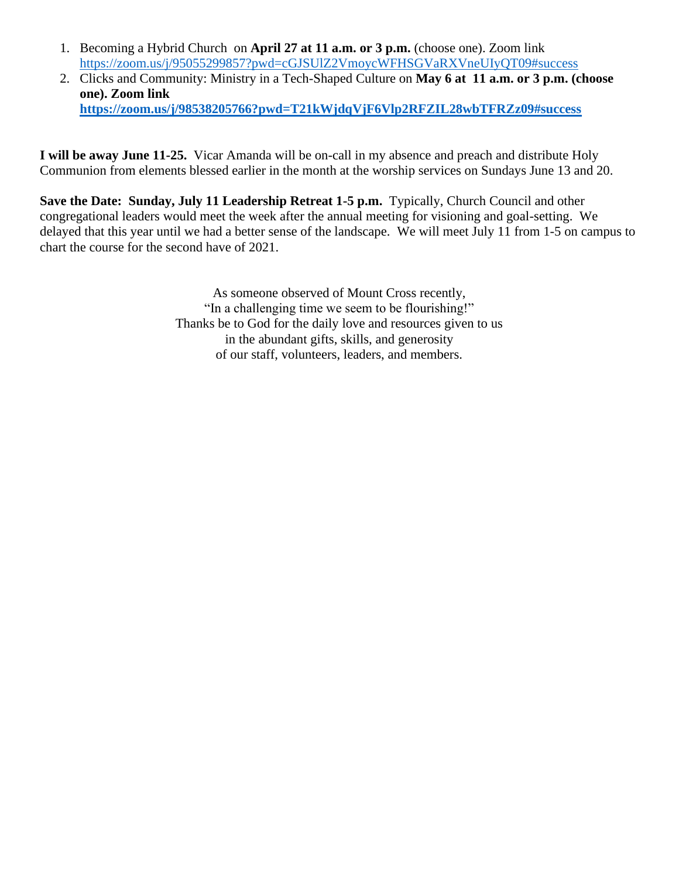1. Becoming a Hybrid Church on **April 27 at 11 a.m. or 3 p.m.** (choose one). Zoom link https://zoom.us/j/95055299857?pwd=cGJSUlZ2VmoycWFHSGVaRXVneUIyQT09#success
2. Clicks and Community: Ministry in a Tech-Shaped Culture on **May 6 at 11 a.m. or 3 p.m. (choose one). Zoom link https://zoom.us/j/98538205766?pwd=T21kWjdqVjF6Vlp2RFZIL28wbTFRZz09#success**

**I will be away June 11-25.** Vicar Amanda will be on-call in my absence and preach and distribute Holy Communion from elements blessed earlier in the month at the worship services on Sundays June 13 and 20.

**Save the Date: Sunday, July 11 Leadership Retreat 1-5 p.m.** Typically, Church Council and other congregational leaders would meet the week after the annual meeting for visioning and goal-setting. We delayed that this year until we had a better sense of the landscape. We will meet July 11 from 1-5 on campus to chart the course for the second have of 2021.

As someone observed of Mount Cross recently,
"In a challenging time we seem to be flourishing!"
Thanks be to God for the daily love and resources given to us
in the abundant gifts, skills, and generosity
of our staff, volunteers, leaders, and members.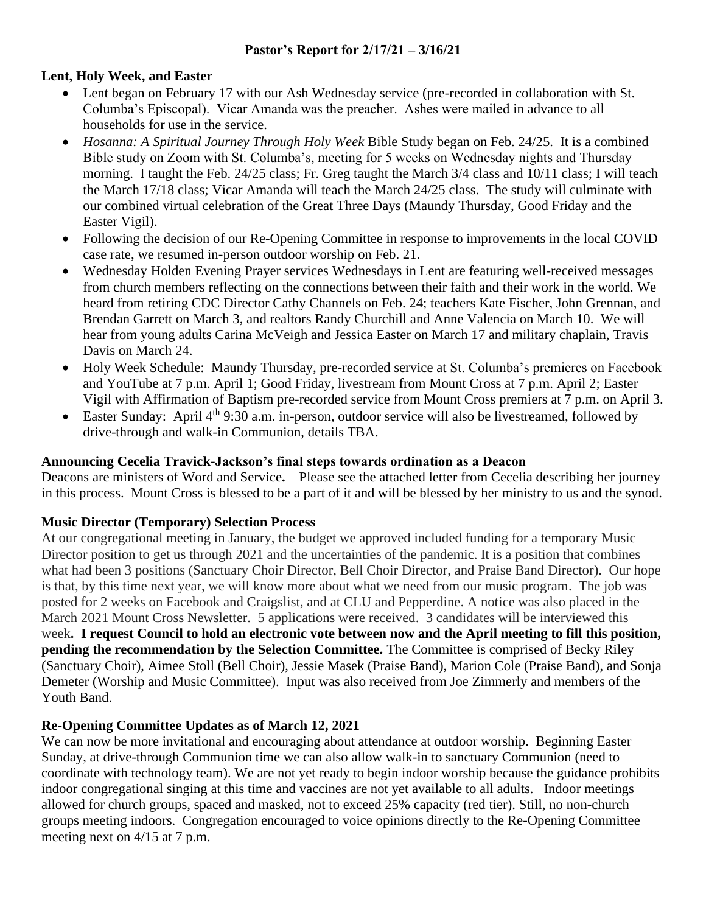## Pastor's Report for 2/17/21 – 3/16/21

### Lent, Holy Week, and Easter

- Lent began on February 17 with our Ash Wednesday service (pre-recorded in collaboration with St. Columba's Episcopal). Vicar Amanda was the preacher. Ashes were mailed in advance to all households for use in the service.
- *Hosanna: A Spiritual Journey Through Holy Week* Bible Study began on Feb. 24/25. It is a combined Bible study on Zoom with St. Columba's, meeting for 5 weeks on Wednesday nights and Thursday morning. I taught the Feb. 24/25 class; Fr. Greg taught the March 3/4 class and 10/11 class; I will teach the March 17/18 class; Vicar Amanda will teach the March 24/25 class. The study will culminate with our combined virtual celebration of the Great Three Days (Maundy Thursday, Good Friday and the Easter Vigil).
- Following the decision of our Re-Opening Committee in response to improvements in the local COVID case rate, we resumed in-person outdoor worship on Feb. 21.
- Wednesday Holden Evening Prayer services Wednesdays in Lent are featuring well-received messages from church members reflecting on the connections between their faith and their work in the world. We heard from retiring CDC Director Cathy Channels on Feb. 24; teachers Kate Fischer, John Grennan, and Brendan Garrett on March 3, and realtors Randy Churchill and Anne Valencia on March 10. We will hear from young adults Carina McVeigh and Jessica Easter on March 17 and military chaplain, Travis Davis on March 24.
- Holy Week Schedule: Maundy Thursday, pre-recorded service at St. Columba's premieres on Facebook and YouTube at 7 p.m. April 1; Good Friday, livestream from Mount Cross at 7 p.m. April 2; Easter Vigil with Affirmation of Baptism pre-recorded service from Mount Cross premiers at 7 p.m. on April 3.
- Easter Sunday: April 4th 9:30 a.m. in-person, outdoor service will also be livestreamed, followed by drive-through and walk-in Communion, details TBA.

### Announcing Cecelia Travick-Jackson's final steps towards ordination as a Deacon

Deacons are ministers of Word and Service**.** Please see the attached letter from Cecelia describing her journey in this process. Mount Cross is blessed to be a part of it and will be blessed by her ministry to us and the synod.

### Music Director (Temporary) Selection Process

At our congregational meeting in January, the budget we approved included funding for a temporary Music Director position to get us through 2021 and the uncertainties of the pandemic. It is a position that combines what had been 3 positions (Sanctuary Choir Director, Bell Choir Director, and Praise Band Director). Our hope is that, by this time next year, we will know more about what we need from our music program. The job was posted for 2 weeks on Facebook and Craigslist, and at CLU and Pepperdine. A notice was also placed in the March 2021 Mount Cross Newsletter. 5 applications were received. 3 candidates will be interviewed this week**. I request Council to hold an electronic vote between now and the April meeting to fill this position, pending the recommendation by the Selection Committee.** The Committee is comprised of Becky Riley (Sanctuary Choir), Aimee Stoll (Bell Choir), Jessie Masek (Praise Band), Marion Cole (Praise Band), and Sonja Demeter (Worship and Music Committee). Input was also received from Joe Zimmerly and members of the Youth Band.

### Re-Opening Committee Updates as of March 12, 2021

We can now be more invitational and encouraging about attendance at outdoor worship. Beginning Easter Sunday, at drive-through Communion time we can also allow walk-in to sanctuary Communion (need to coordinate with technology team). We are not yet ready to begin indoor worship because the guidance prohibits indoor congregational singing at this time and vaccines are not yet available to all adults. Indoor meetings allowed for church groups, spaced and masked, not to exceed 25% capacity (red tier). Still, no non-church groups meeting indoors. Congregation encouraged to voice opinions directly to the Re-Opening Committee meeting next on 4/15 at 7 p.m.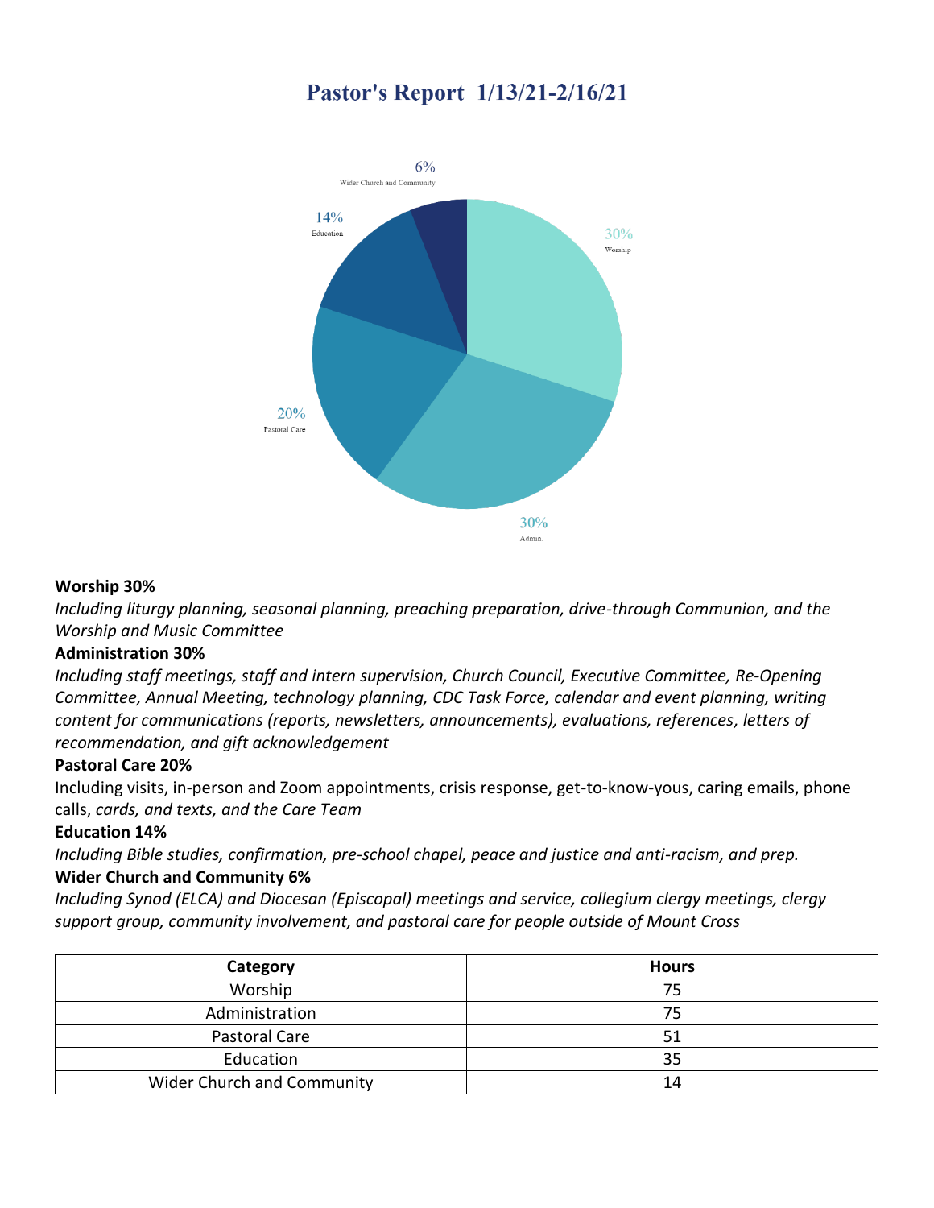# Pastor's Report 1/13/21-2/16/21

6%
Wider Church and Community

14%
Education

30%
Worship

20%
Pastoral Care

30%
Admin.

**Worship 30%**

*Including liturgy planning, seasonal planning, preaching preparation, drive-through Communion, and the Worship and Music Committee*

**Administration 30%**

*Including staff meetings, staff and intern supervision, Church Council, Executive Committee, Re-Opening Committee, Annual Meeting, technology planning, CDC Task Force, calendar and event planning, writing content for communications (reports, newsletters, announcements), evaluations, references, letters of recommendation, and gift acknowledgement*

**Pastoral Care 20%**

Including visits, in-person and Zoom appointments, crisis response, get-to-know-yous, caring emails, phone calls, *cards, and texts, and the Care Team*

**Education 14%**

*Including Bible studies, confirmation, pre-school chapel, peace and justice and anti-racism, and prep.*

**Wider Church and Community 6%**

*Including Synod (ELCA) and Diocesan (Episcopal) meetings and service, collegium clergy meetings, clergy support group, community involvement, and pastoral care for people outside of Mount Cross*

| Category | Hours |
|---|---|
| Worship | 75 |
| Administration | 75 |
| Pastoral Care | 51 |
| Education | 35 |
| Wider Church and Community | 14 |